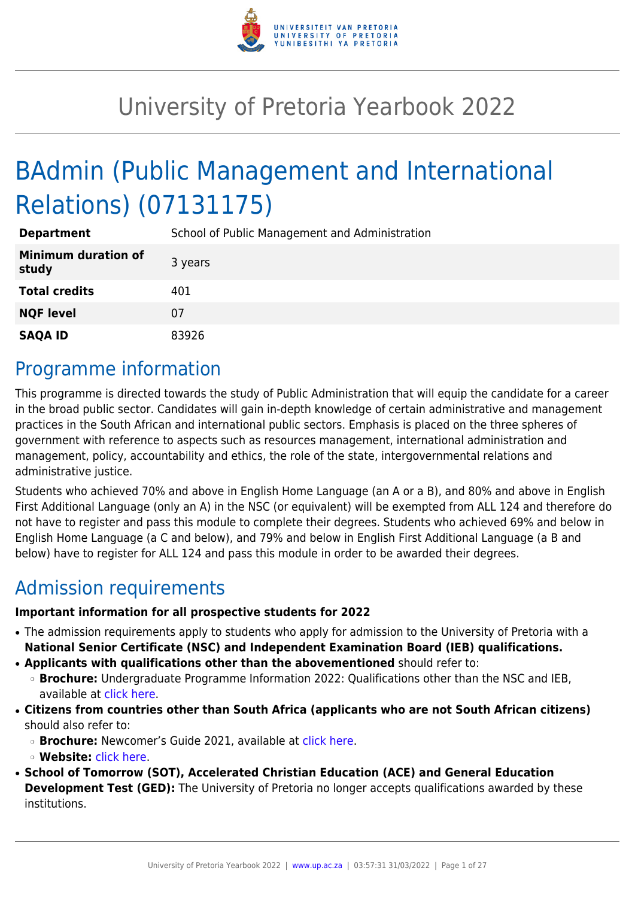# University of Pretoria Yearbook 2022

## BAdmin (Public Management and International Relations) (07131175)

| | |
|---|---|
| **Department** | School of Public Management and Administration |
| **Minimum duration of study** | 3 years |
| **Total credits** | 401 |
| **NQF level** | 07 |
| **SAQA ID** | 83926 |

## Programme information

This programme is directed towards the study of Public Administration that will equip the candidate for a career in the broad public sector. Candidates will gain in-depth knowledge of certain administrative and management practices in the South African and international public sectors. Emphasis is placed on the three spheres of government with reference to aspects such as resources management, international administration and management, policy, accountability and ethics, the role of the state, intergovernmental relations and administrative justice.

Students who achieved 70% and above in English Home Language (an A or a B), and 80% and above in English First Additional Language (only an A) in the NSC (or equivalent) will be exempted from ALL 124 and therefore do not have to register and pass this module to complete their degrees. Students who achieved 69% and below in English Home Language (a C and below), and 79% and below in English First Additional Language (a B and below) have to register for ALL 124 and pass this module in order to be awarded their degrees.

## Admission requirements

**Important information for all prospective students for 2022**

- The admission requirements apply to students who apply for admission to the University of Pretoria with a **National Senior Certificate (NSC) and Independent Examination Board (IEB) qualifications.**
- **Applicants with qualifications other than the abovementioned** should refer to:
  - **Brochure:** Undergraduate Programme Information 2022: Qualifications other than the NSC and IEB, available at click here.
- **Citizens from countries other than South Africa (applicants who are not South African citizens)** should also refer to:
  - **Brochure:** Newcomer's Guide 2021, available at click here.
  - **Website:** click here.
- **School of Tomorrow (SOT), Accelerated Christian Education (ACE) and General Education Development Test (GED):** The University of Pretoria no longer accepts qualifications awarded by these institutions.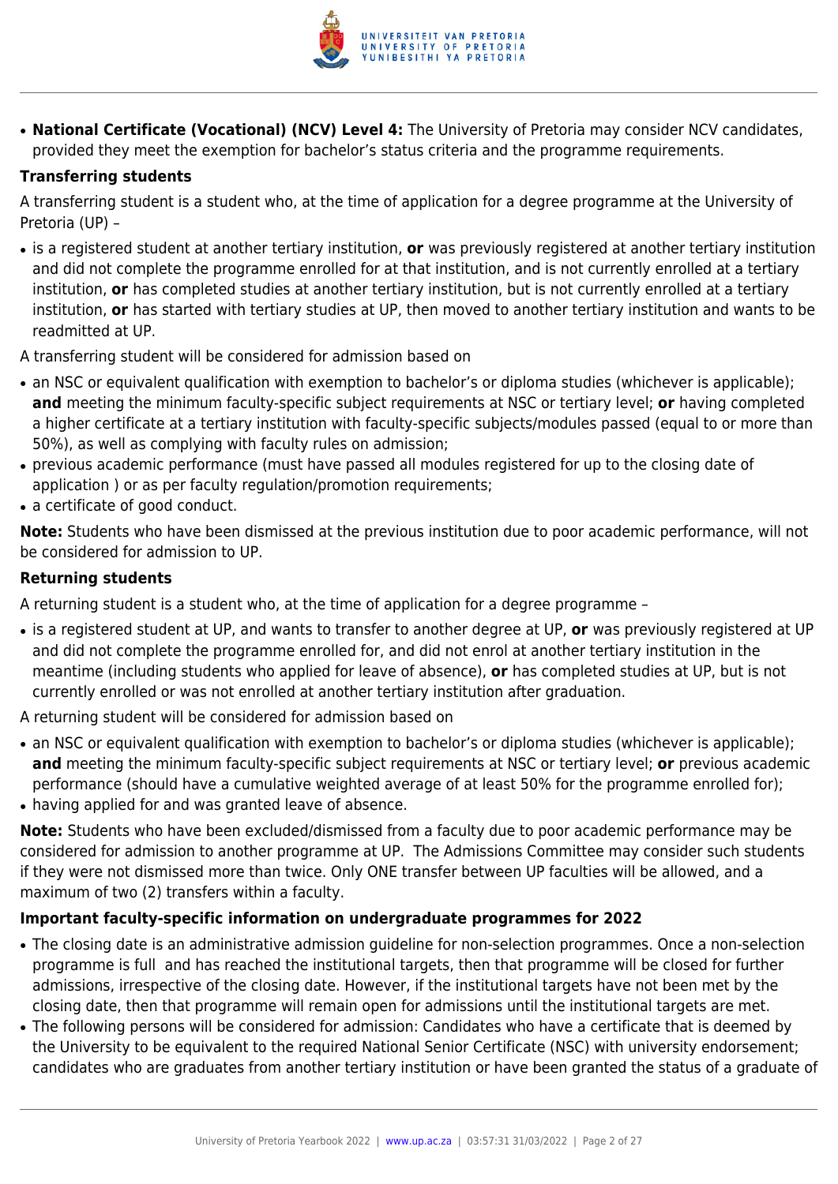- **National Certificate (Vocational) (NCV) Level 4:** The University of Pretoria may consider NCV candidates, provided they meet the exemption for bachelor's status criteria and the programme requirements.

**Transferring students**

A transferring student is a student who, at the time of application for a degree programme at the University of Pretoria (UP) –

- is a registered student at another tertiary institution, **or** was previously registered at another tertiary institution and did not complete the programme enrolled for at that institution, and is not currently enrolled at a tertiary institution, **or** has completed studies at another tertiary institution, but is not currently enrolled at a tertiary institution, **or** has started with tertiary studies at UP, then moved to another tertiary institution and wants to be readmitted at UP.

A transferring student will be considered for admission based on

- an NSC or equivalent qualification with exemption to bachelor's or diploma studies (whichever is applicable); **and** meeting the minimum faculty-specific subject requirements at NSC or tertiary level; **or** having completed a higher certificate at a tertiary institution with faculty-specific subjects/modules passed (equal to or more than 50%), as well as complying with faculty rules on admission;
- previous academic performance (must have passed all modules registered for up to the closing date of application ) or as per faculty regulation/promotion requirements;
- a certificate of good conduct.

**Note:** Students who have been dismissed at the previous institution due to poor academic performance, will not be considered for admission to UP.

**Returning students**

A returning student is a student who, at the time of application for a degree programme –

- is a registered student at UP, and wants to transfer to another degree at UP, **or** was previously registered at UP and did not complete the programme enrolled for, and did not enrol at another tertiary institution in the meantime (including students who applied for leave of absence), **or** has completed studies at UP, but is not currently enrolled or was not enrolled at another tertiary institution after graduation.

A returning student will be considered for admission based on

- an NSC or equivalent qualification with exemption to bachelor's or diploma studies (whichever is applicable); **and** meeting the minimum faculty-specific subject requirements at NSC or tertiary level; **or** previous academic performance (should have a cumulative weighted average of at least 50% for the programme enrolled for);
- having applied for and was granted leave of absence.

**Note:** Students who have been excluded/dismissed from a faculty due to poor academic performance may be considered for admission to another programme at UP. The Admissions Committee may consider such students if they were not dismissed more than twice. Only ONE transfer between UP faculties will be allowed, and a maximum of two (2) transfers within a faculty.

**Important faculty-specific information on undergraduate programmes for 2022**

- The closing date is an administrative admission guideline for non-selection programmes. Once a non-selection programme is full and has reached the institutional targets, then that programme will be closed for further admissions, irrespective of the closing date. However, if the institutional targets have not been met by the closing date, then that programme will remain open for admissions until the institutional targets are met.
- The following persons will be considered for admission: Candidates who have a certificate that is deemed by the University to be equivalent to the required National Senior Certificate (NSC) with university endorsement; candidates who are graduates from another tertiary institution or have been granted the status of a graduate of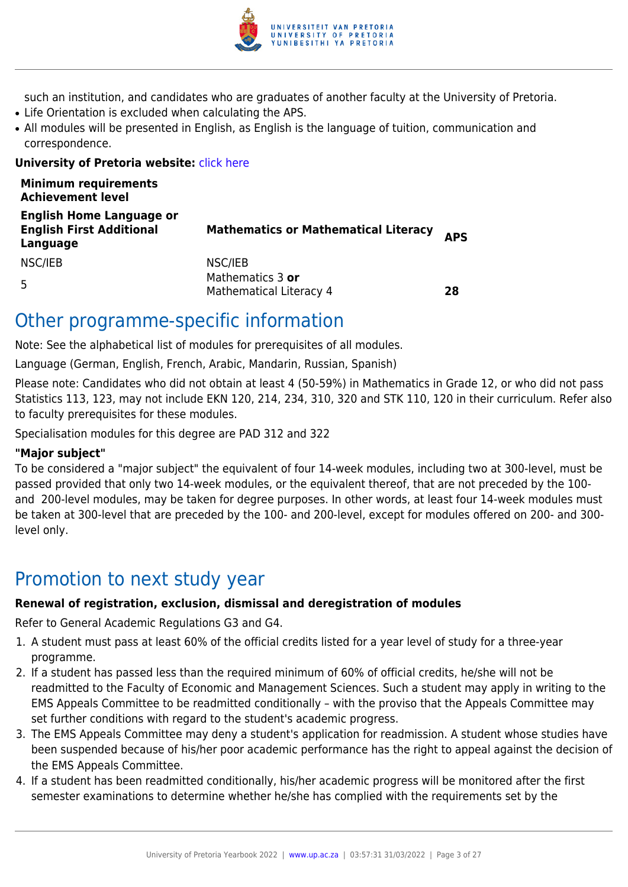such an institution, and candidates who are graduates of another faculty at the University of Pretoria.

- Life Orientation is excluded when calculating the APS.
- All modules will be presented in English, as English is the language of tuition, communication and correspondence.

**University of Pretoria website:** click here

| **Minimum requirements Achievement level** | | |
|---|---|---|
| **English Home Language or English First Additional Language** | **Mathematics or Mathematical Literacy** | **APS** |
| NSC/IEB | NSC/IEB | |
| 5 | Mathematics 3 **or** Mathematical Literacy 4 | **28** |

## Other programme-specific information

Note: See the alphabetical list of modules for prerequisites of all modules.

Language (German, English, French, Arabic, Mandarin, Russian, Spanish)

Please note: Candidates who did not obtain at least 4 (50-59%) in Mathematics in Grade 12, or who did not pass Statistics 113, 123, may not include EKN 120, 214, 234, 310, 320 and STK 110, 120 in their curriculum. Refer also to faculty prerequisites for these modules.

Specialisation modules for this degree are PAD 312 and 322

**"Major subject"**

To be considered a "major subject" the equivalent of four 14-week modules, including two at 300-level, must be passed provided that only two 14-week modules, or the equivalent thereof, that are not preceded by the 100- and 200-level modules, may be taken for degree purposes. In other words, at least four 14-week modules must be taken at 300-level that are preceded by the 100- and 200-level, except for modules offered on 200- and 300-level only.

## Promotion to next study year

**Renewal of registration, exclusion, dismissal and deregistration of modules**

Refer to General Academic Regulations G3 and G4.

1. A student must pass at least 60% of the official credits listed for a year level of study for a three-year programme.
2. If a student has passed less than the required minimum of 60% of official credits, he/she will not be readmitted to the Faculty of Economic and Management Sciences. Such a student may apply in writing to the EMS Appeals Committee to be readmitted conditionally – with the proviso that the Appeals Committee may set further conditions with regard to the student's academic progress.
3. The EMS Appeals Committee may deny a student's application for readmission. A student whose studies have been suspended because of his/her poor academic performance has the right to appeal against the decision of the EMS Appeals Committee.
4. If a student has been readmitted conditionally, his/her academic progress will be monitored after the first semester examinations to determine whether he/she has complied with the requirements set by the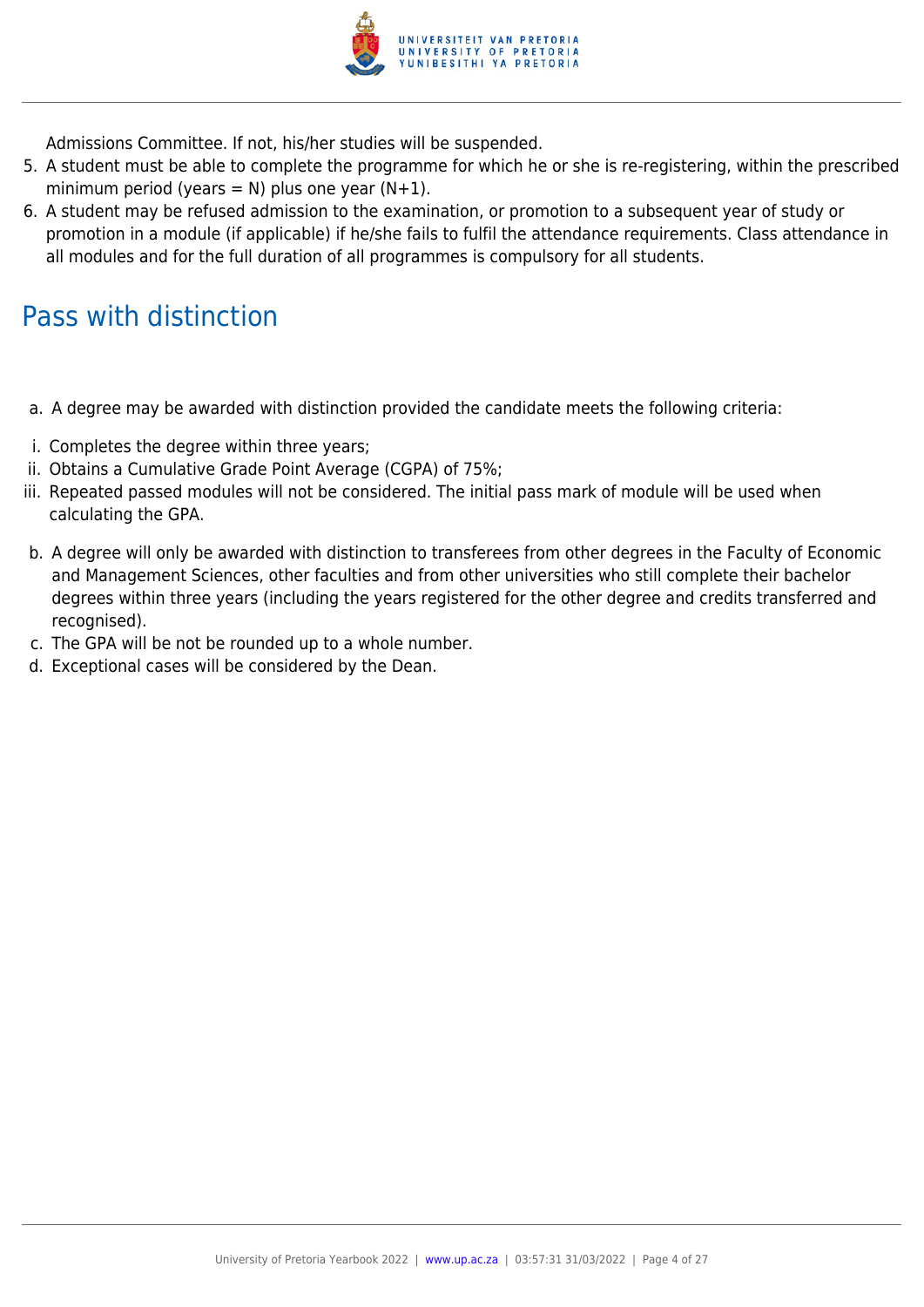Admissions Committee. If not, his/her studies will be suspended.

5. A student must be able to complete the programme for which he or she is re-registering, within the prescribed minimum period (years = N) plus one year (N+1).
6. A student may be refused admission to the examination, or promotion to a subsequent year of study or promotion in a module (if applicable) if he/she fails to fulfil the attendance requirements. Class attendance in all modules and for the full duration of all programmes is compulsory for all students.

## Pass with distinction

a. A degree may be awarded with distinction provided the candidate meets the following criteria:

i. Completes the degree within three years;
ii. Obtains a Cumulative Grade Point Average (CGPA) of 75%;
iii. Repeated passed modules will not be considered. The initial pass mark of module will be used when calculating the GPA.

b. A degree will only be awarded with distinction to transferees from other degrees in the Faculty of Economic and Management Sciences, other faculties and from other universities who still complete their bachelor degrees within three years (including the years registered for the other degree and credits transferred and recognised).
c. The GPA will be not be rounded up to a whole number.
d. Exceptional cases will be considered by the Dean.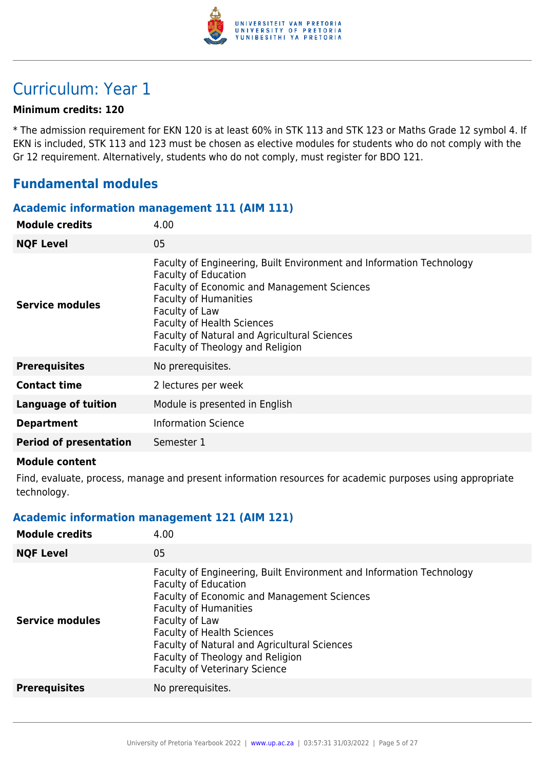# Curriculum: Year 1

**Minimum credits: 120**

* The admission requirement for EKN 120 is at least 60% in STK 113 and STK 123 or Maths Grade 12 symbol 4. If EKN is included, STK 113 and 123 must be chosen as elective modules for students who do not comply with the Gr 12 requirement. Alternatively, students who do not comply, must register for BDO 121.

## Fundamental modules

### Academic information management 111 (AIM 111)

| | |
|---|---|
| **Module credits** | 4.00 |
| **NQF Level** | 05 |
| **Service modules** | Faculty of Engineering, Built Environment and Information Technology<br>Faculty of Education<br>Faculty of Economic and Management Sciences<br>Faculty of Humanities<br>Faculty of Law<br>Faculty of Health Sciences<br>Faculty of Natural and Agricultural Sciences<br>Faculty of Theology and Religion |
| **Prerequisites** | No prerequisites. |
| **Contact time** | 2 lectures per week |
| **Language of tuition** | Module is presented in English |
| **Department** | Information Science |
| **Period of presentation** | Semester 1 |

**Module content**

Find, evaluate, process, manage and present information resources for academic purposes using appropriate technology.

### Academic information management 121 (AIM 121)

| | |
|---|---|
| **Module credits** | 4.00 |
| **NQF Level** | 05 |
| **Service modules** | Faculty of Engineering, Built Environment and Information Technology<br>Faculty of Education<br>Faculty of Economic and Management Sciences<br>Faculty of Humanities<br>Faculty of Law<br>Faculty of Health Sciences<br>Faculty of Natural and Agricultural Sciences<br>Faculty of Theology and Religion<br>Faculty of Veterinary Science |
| **Prerequisites** | No prerequisites. |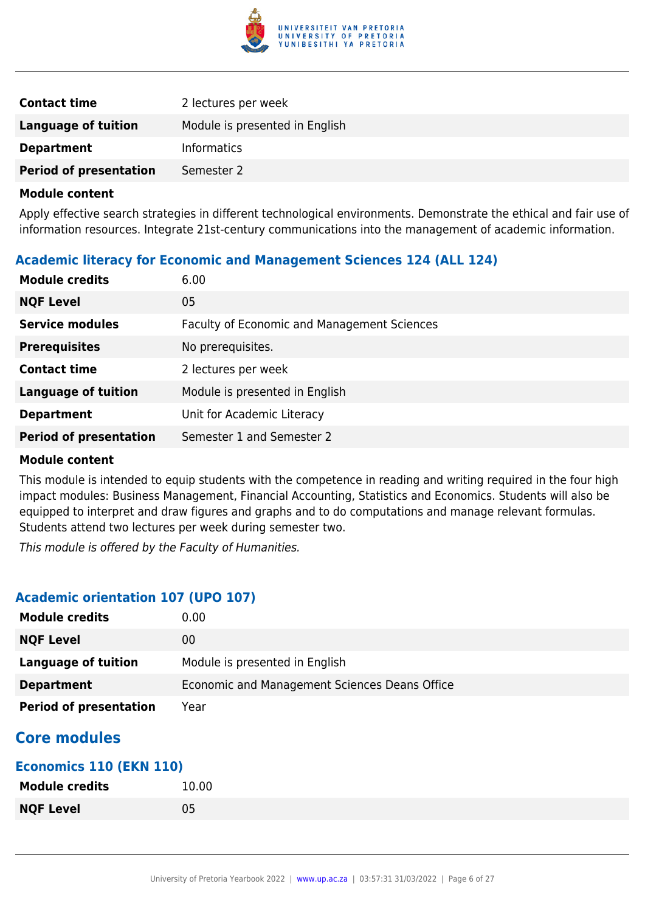| | |
|---|---|
| **Contact time** | 2 lectures per week |
| **Language of tuition** | Module is presented in English |
| **Department** | Informatics |
| **Period of presentation** | Semester 2 |

**Module content**

Apply effective search strategies in different technological environments. Demonstrate the ethical and fair use of information resources. Integrate 21st-century communications into the management of academic information.

### Academic literacy for Economic and Management Sciences 124 (ALL 124)

| | |
|---|---|
| **Module credits** | 6.00 |
| **NQF Level** | 05 |
| **Service modules** | Faculty of Economic and Management Sciences |
| **Prerequisites** | No prerequisites. |
| **Contact time** | 2 lectures per week |
| **Language of tuition** | Module is presented in English |
| **Department** | Unit for Academic Literacy |
| **Period of presentation** | Semester 1 and Semester 2 |

**Module content**

This module is intended to equip students with the competence in reading and writing required in the four high impact modules: Business Management, Financial Accounting, Statistics and Economics. Students will also be equipped to interpret and draw figures and graphs and to do computations and manage relevant formulas. Students attend two lectures per week during semester two.

*This module is offered by the Faculty of Humanities.*

### Academic orientation 107 (UPO 107)

| | |
|---|---|
| **Module credits** | 0.00 |
| **NQF Level** | 00 |
| **Language of tuition** | Module is presented in English |
| **Department** | Economic and Management Sciences Deans Office |
| **Period of presentation** | Year |

## Core modules

### Economics 110 (EKN 110)

| | |
|---|---|
| **Module credits** | 10.00 |
| **NQF Level** | 05 |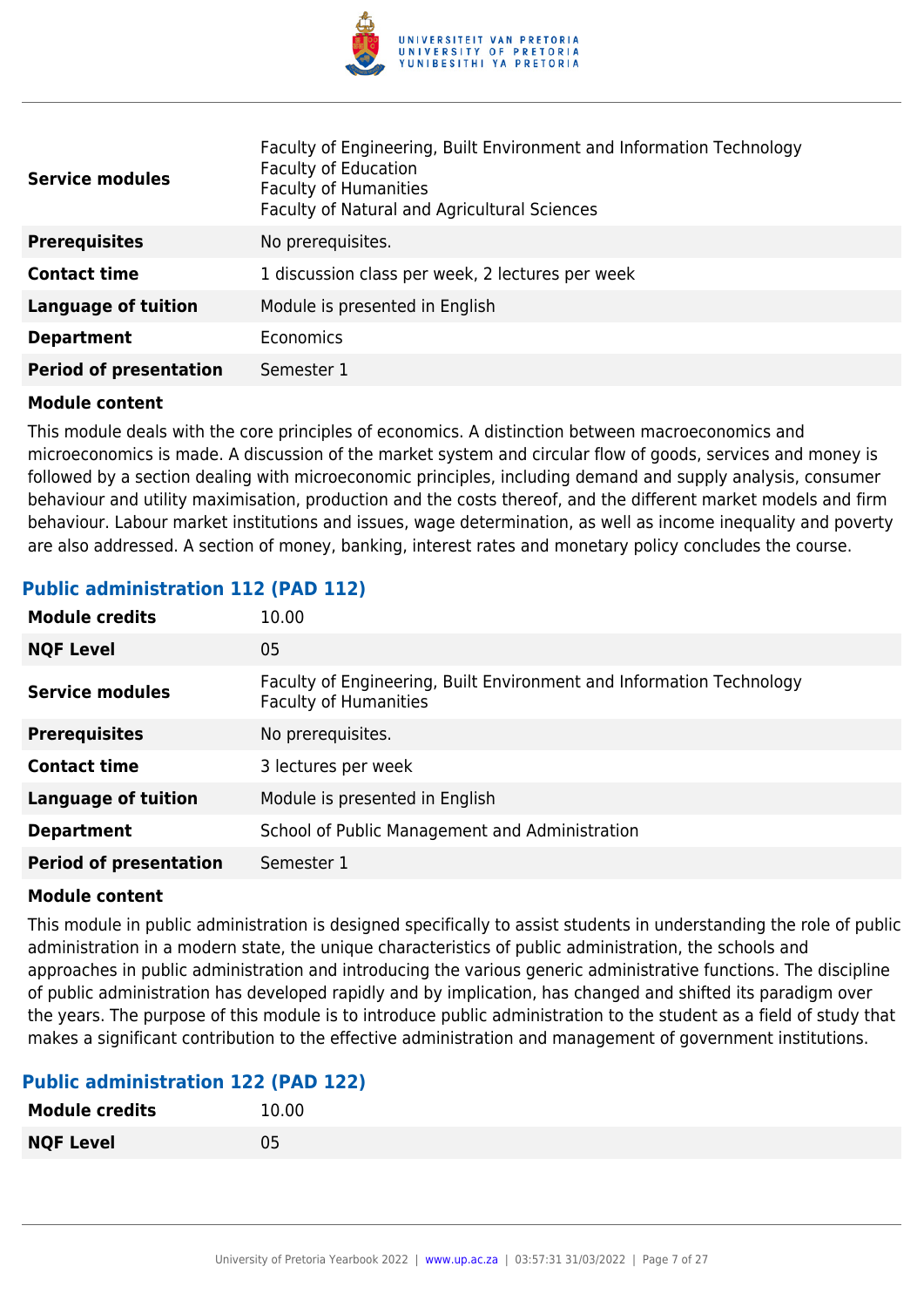| | |
|---|---|
| **Service modules** | Faculty of Engineering, Built Environment and Information Technology<br>Faculty of Education<br>Faculty of Humanities<br>Faculty of Natural and Agricultural Sciences |
| **Prerequisites** | No prerequisites. |
| **Contact time** | 1 discussion class per week, 2 lectures per week |
| **Language of tuition** | Module is presented in English |
| **Department** | Economics |
| **Period of presentation** | Semester 1 |

**Module content**

This module deals with the core principles of economics. A distinction between macroeconomics and microeconomics is made. A discussion of the market system and circular flow of goods, services and money is followed by a section dealing with microeconomic principles, including demand and supply analysis, consumer behaviour and utility maximisation, production and the costs thereof, and the different market models and firm behaviour. Labour market institutions and issues, wage determination, as well as income inequality and poverty are also addressed. A section of money, banking, interest rates and monetary policy concludes the course.

### Public administration 112 (PAD 112)

| | |
|---|---|
| **Module credits** | 10.00 |
| **NQF Level** | 05 |
| **Service modules** | Faculty of Engineering, Built Environment and Information Technology<br>Faculty of Humanities |
| **Prerequisites** | No prerequisites. |
| **Contact time** | 3 lectures per week |
| **Language of tuition** | Module is presented in English |
| **Department** | School of Public Management and Administration |
| **Period of presentation** | Semester 1 |

**Module content**

This module in public administration is designed specifically to assist students in understanding the role of public administration in a modern state, the unique characteristics of public administration, the schools and approaches in public administration and introducing the various generic administrative functions. The discipline of public administration has developed rapidly and by implication, has changed and shifted its paradigm over the years. The purpose of this module is to introduce public administration to the student as a field of study that makes a significant contribution to the effective administration and management of government institutions.

### Public administration 122 (PAD 122)

| | |
|---|---|
| **Module credits** | 10.00 |
| **NQF Level** | 05 |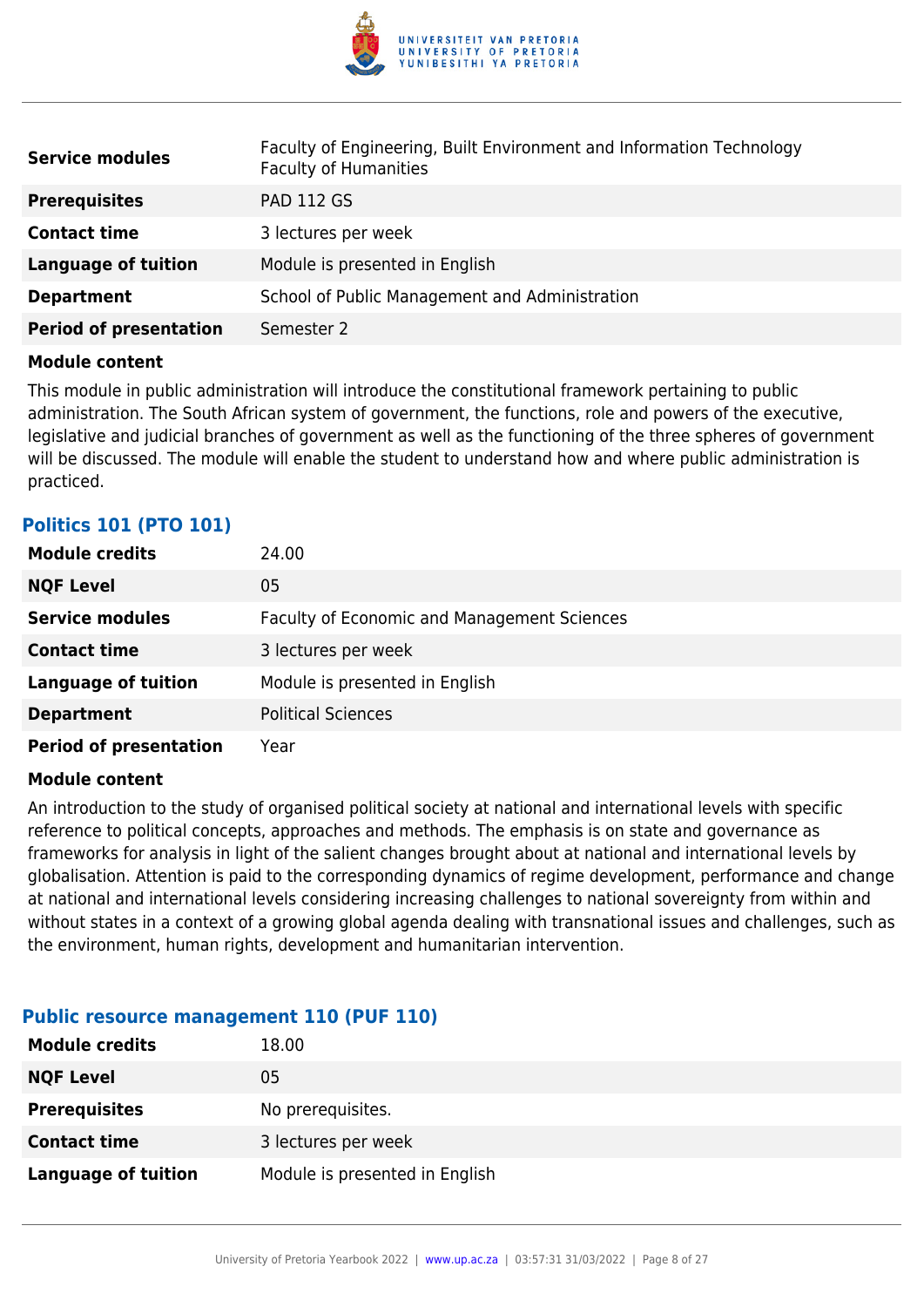| | |
|---|---|
| **Service modules** | Faculty of Engineering, Built Environment and Information Technology<br>Faculty of Humanities |
| **Prerequisites** | PAD 112 GS |
| **Contact time** | 3 lectures per week |
| **Language of tuition** | Module is presented in English |
| **Department** | School of Public Management and Administration |
| **Period of presentation** | Semester 2 |

**Module content**

This module in public administration will introduce the constitutional framework pertaining to public administration. The South African system of government, the functions, role and powers of the executive, legislative and judicial branches of government as well as the functioning of the three spheres of government will be discussed. The module will enable the student to understand how and where public administration is practiced.

### Politics 101 (PTO 101)

| | |
|---|---|
| **Module credits** | 24.00 |
| **NQF Level** | 05 |
| **Service modules** | Faculty of Economic and Management Sciences |
| **Contact time** | 3 lectures per week |
| **Language of tuition** | Module is presented in English |
| **Department** | Political Sciences |
| **Period of presentation** | Year |

**Module content**

An introduction to the study of organised political society at national and international levels with specific reference to political concepts, approaches and methods. The emphasis is on state and governance as frameworks for analysis in light of the salient changes brought about at national and international levels by globalisation. Attention is paid to the corresponding dynamics of regime development, performance and change at national and international levels considering increasing challenges to national sovereignty from within and without states in a context of a growing global agenda dealing with transnational issues and challenges, such as the environment, human rights, development and humanitarian intervention.

### Public resource management 110 (PUF 110)

| | |
|---|---|
| **Module credits** | 18.00 |
| **NQF Level** | 05 |
| **Prerequisites** | No prerequisites. |
| **Contact time** | 3 lectures per week |
| **Language of tuition** | Module is presented in English |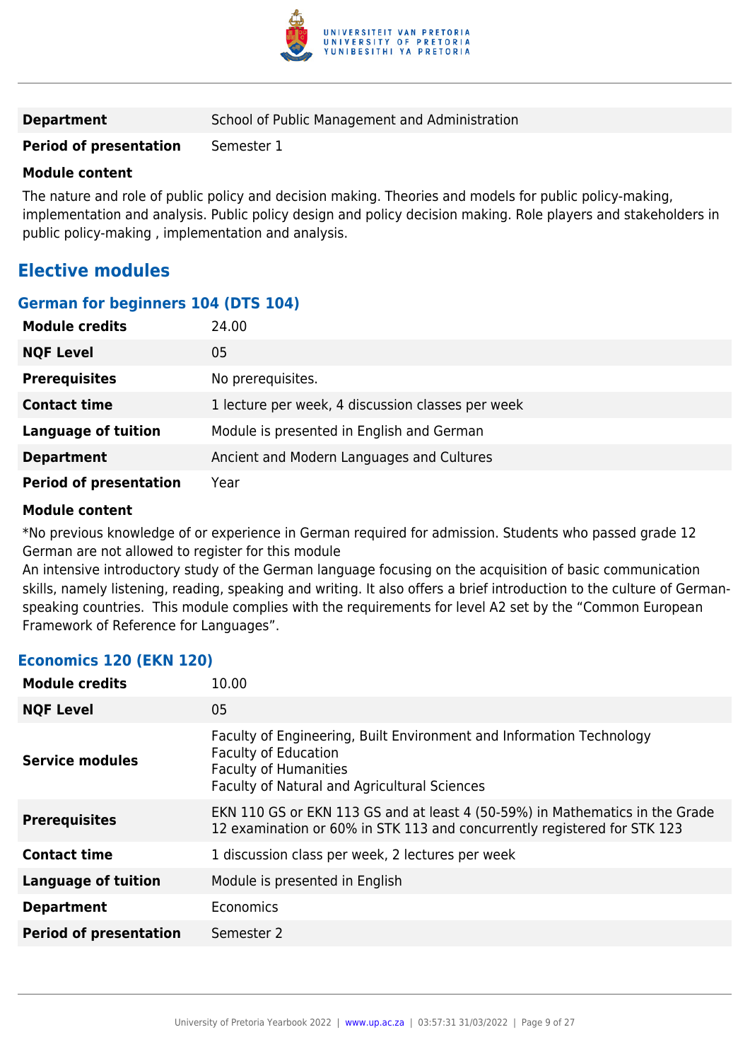| | |
|---|---|
| **Department** | School of Public Management and Administration |
| **Period of presentation** | Semester 1 |

**Module content**

The nature and role of public policy and decision making. Theories and models for public policy-making, implementation and analysis. Public policy design and policy decision making. Role players and stakeholders in public policy-making , implementation and analysis.

## Elective modules

### German for beginners 104 (DTS 104)

| | |
|---|---|
| **Module credits** | 24.00 |
| **NQF Level** | 05 |
| **Prerequisites** | No prerequisites. |
| **Contact time** | 1 lecture per week, 4 discussion classes per week |
| **Language of tuition** | Module is presented in English and German |
| **Department** | Ancient and Modern Languages and Cultures |
| **Period of presentation** | Year |

**Module content**

*No previous knowledge of or experience in German required for admission. Students who passed grade 12 German are not allowed to register for this module

An intensive introductory study of the German language focusing on the acquisition of basic communication skills, namely listening, reading, speaking and writing. It also offers a brief introduction to the culture of German-speaking countries. This module complies with the requirements for level A2 set by the "Common European Framework of Reference for Languages".

### Economics 120 (EKN 120)

| | |
|---|---|
| **Module credits** | 10.00 |
| **NQF Level** | 05 |
| **Service modules** | Faculty of Engineering, Built Environment and Information Technology<br>Faculty of Education<br>Faculty of Humanities<br>Faculty of Natural and Agricultural Sciences |
| **Prerequisites** | EKN 110 GS or EKN 113 GS and at least 4 (50-59%) in Mathematics in the Grade 12 examination or 60% in STK 113 and concurrently registered for STK 123 |
| **Contact time** | 1 discussion class per week, 2 lectures per week |
| **Language of tuition** | Module is presented in English |
| **Department** | Economics |
| **Period of presentation** | Semester 2 |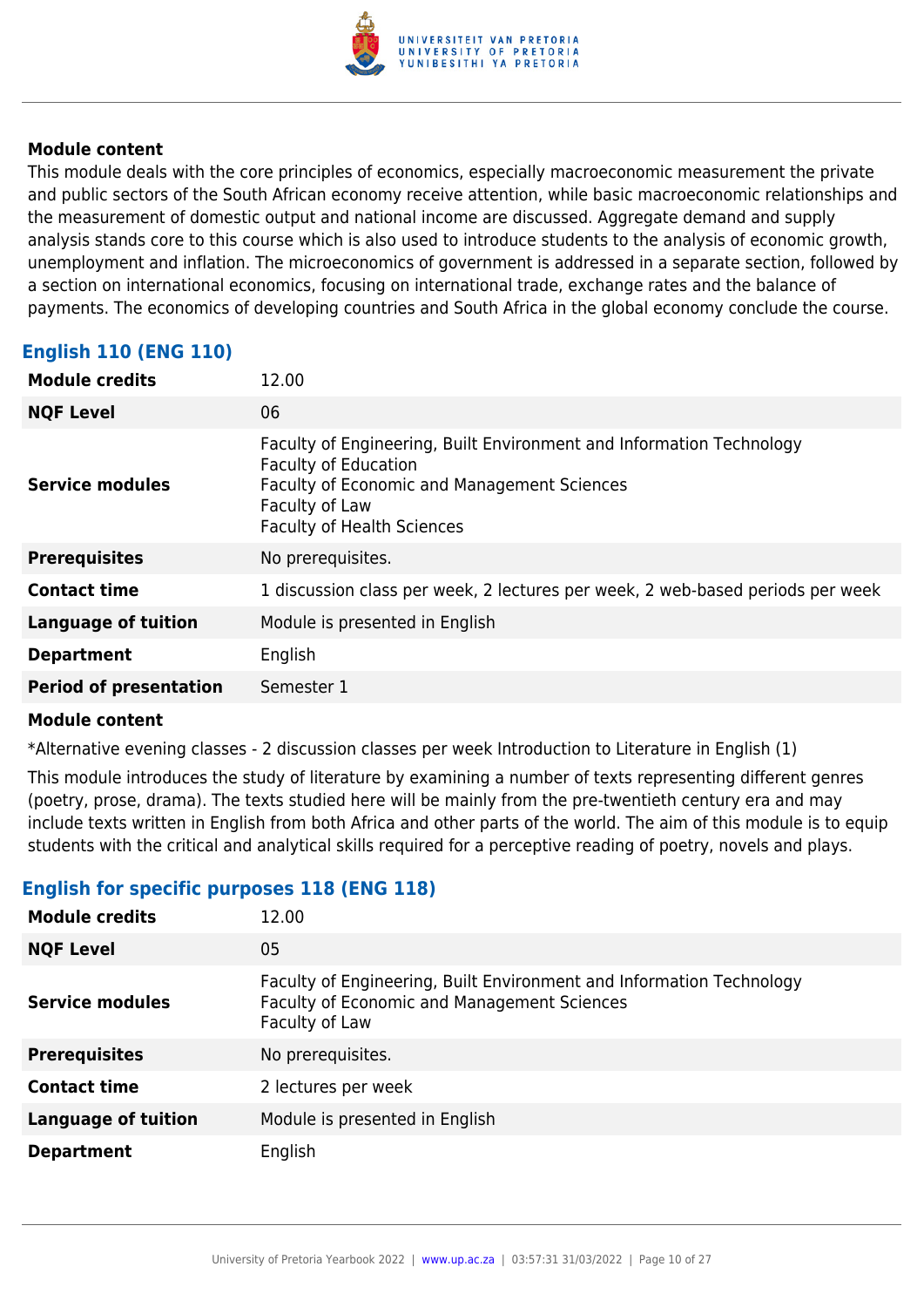**Module content**

This module deals with the core principles of economics, especially macroeconomic measurement the private and public sectors of the South African economy receive attention, while basic macroeconomic relationships and the measurement of domestic output and national income are discussed. Aggregate demand and supply analysis stands core to this course which is also used to introduce students to the analysis of economic growth, unemployment and inflation. The microeconomics of government is addressed in a separate section, followed by a section on international economics, focusing on international trade, exchange rates and the balance of payments. The economics of developing countries and South Africa in the global economy conclude the course.

### English 110 (ENG 110)

| | |
|---|---|
| **Module credits** | 12.00 |
| **NQF Level** | 06 |
| **Service modules** | Faculty of Engineering, Built Environment and Information Technology<br>Faculty of Education<br>Faculty of Economic and Management Sciences<br>Faculty of Law<br>Faculty of Health Sciences |
| **Prerequisites** | No prerequisites. |
| **Contact time** | 1 discussion class per week, 2 lectures per week, 2 web-based periods per week |
| **Language of tuition** | Module is presented in English |
| **Department** | English |
| **Period of presentation** | Semester 1 |

**Module content**

*Alternative evening classes - 2 discussion classes per week Introduction to Literature in English (1)

This module introduces the study of literature by examining a number of texts representing different genres (poetry, prose, drama). The texts studied here will be mainly from the pre-twentieth century era and may include texts written in English from both Africa and other parts of the world. The aim of this module is to equip students with the critical and analytical skills required for a perceptive reading of poetry, novels and plays.

### English for specific purposes 118 (ENG 118)

| | |
|---|---|
| **Module credits** | 12.00 |
| **NQF Level** | 05 |
| **Service modules** | Faculty of Engineering, Built Environment and Information Technology<br>Faculty of Economic and Management Sciences<br>Faculty of Law |
| **Prerequisites** | No prerequisites. |
| **Contact time** | 2 lectures per week |
| **Language of tuition** | Module is presented in English |
| **Department** | English |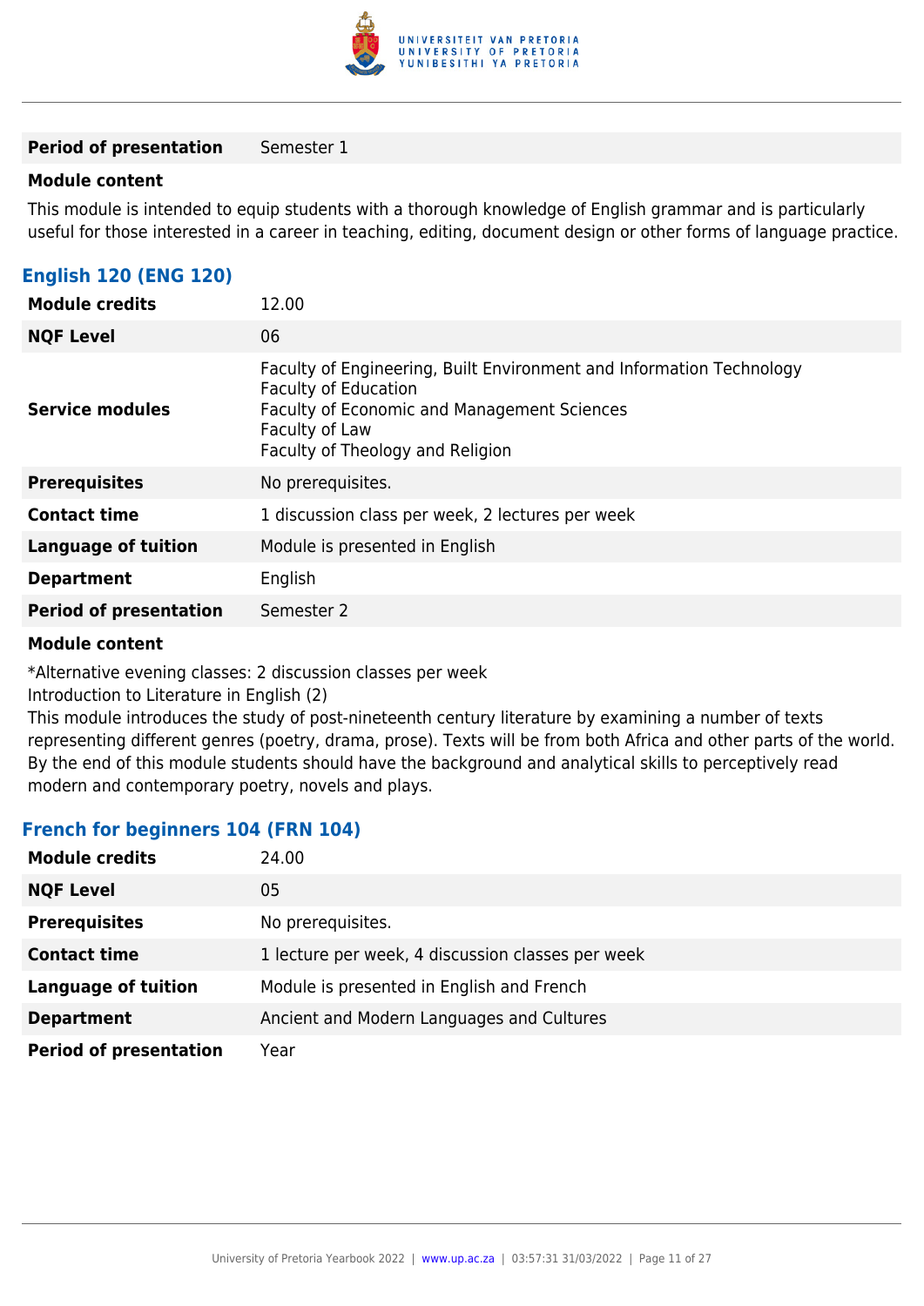| | |
|---|---|
| **Period of presentation** | Semester 1 |

**Module content**

This module is intended to equip students with a thorough knowledge of English grammar and is particularly useful for those interested in a career in teaching, editing, document design or other forms of language practice.

### English 120 (ENG 120)

| | |
|---|---|
| **Module credits** | 12.00 |
| **NQF Level** | 06 |
| **Service modules** | Faculty of Engineering, Built Environment and Information Technology<br>Faculty of Education<br>Faculty of Economic and Management Sciences<br>Faculty of Law<br>Faculty of Theology and Religion |
| **Prerequisites** | No prerequisites. |
| **Contact time** | 1 discussion class per week, 2 lectures per week |
| **Language of tuition** | Module is presented in English |
| **Department** | English |
| **Period of presentation** | Semester 2 |

**Module content**

*Alternative evening classes: 2 discussion classes per week

Introduction to Literature in English (2)

This module introduces the study of post-nineteenth century literature by examining a number of texts representing different genres (poetry, drama, prose). Texts will be from both Africa and other parts of the world. By the end of this module students should have the background and analytical skills to perceptively read modern and contemporary poetry, novels and plays.

### French for beginners 104 (FRN 104)

| | |
|---|---|
| **Module credits** | 24.00 |
| **NQF Level** | 05 |
| **Prerequisites** | No prerequisites. |
| **Contact time** | 1 lecture per week, 4 discussion classes per week |
| **Language of tuition** | Module is presented in English and French |
| **Department** | Ancient and Modern Languages and Cultures |
| **Period of presentation** | Year |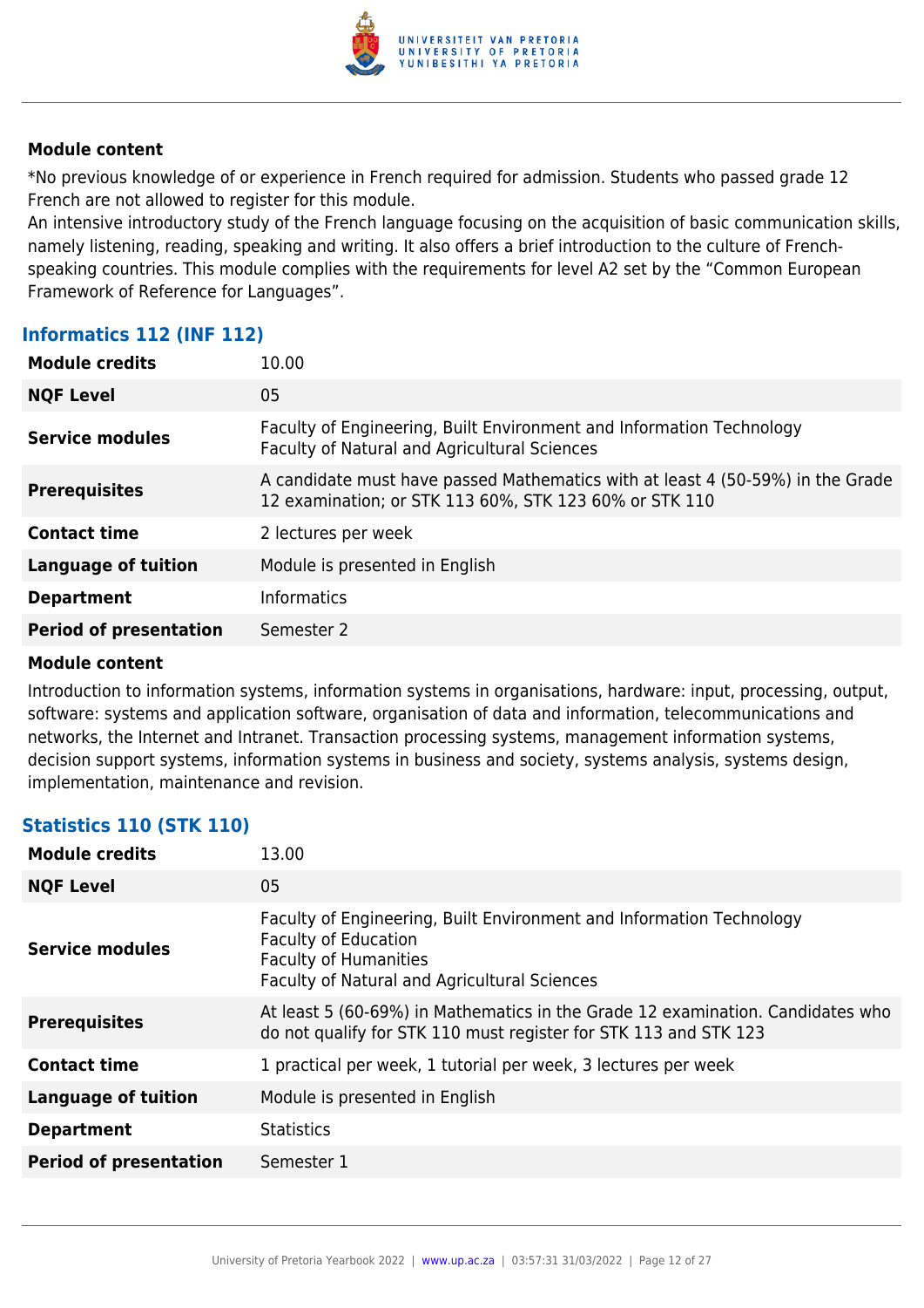#### Module content

*No previous knowledge of or experience in French required for admission. Students who passed grade 12 French are not allowed to register for this module.
An intensive introductory study of the French language focusing on the acquisition of basic communication skills, namely listening, reading, speaking and writing. It also offers a brief introduction to the culture of French-speaking countries. This module complies with the requirements for level A2 set by the "Common European Framework of Reference for Languages".

### Informatics 112 (INF 112)

| | |
|---|---|
| **Module credits** | 10.00 |
| **NQF Level** | 05 |
| **Service modules** | Faculty of Engineering, Built Environment and Information Technology<br>Faculty of Natural and Agricultural Sciences |
| **Prerequisites** | A candidate must have passed Mathematics with at least 4 (50-59%) in the Grade 12 examination; or STK 113 60%, STK 123 60% or STK 110 |
| **Contact time** | 2 lectures per week |
| **Language of tuition** | Module is presented in English |
| **Department** | Informatics |
| **Period of presentation** | Semester 2 |

#### Module content

Introduction to information systems, information systems in organisations, hardware: input, processing, output, software: systems and application software, organisation of data and information, telecommunications and networks, the Internet and Intranet. Transaction processing systems, management information systems, decision support systems, information systems in business and society, systems analysis, systems design, implementation, maintenance and revision.

### Statistics 110 (STK 110)

| | |
|---|---|
| **Module credits** | 13.00 |
| **NQF Level** | 05 |
| **Service modules** | Faculty of Engineering, Built Environment and Information Technology<br>Faculty of Education<br>Faculty of Humanities<br>Faculty of Natural and Agricultural Sciences |
| **Prerequisites** | At least 5 (60-69%) in Mathematics in the Grade 12 examination. Candidates who do not qualify for STK 110 must register for STK 113 and STK 123 |
| **Contact time** | 1 practical per week, 1 tutorial per week, 3 lectures per week |
| **Language of tuition** | Module is presented in English |
| **Department** | Statistics |
| **Period of presentation** | Semester 1 |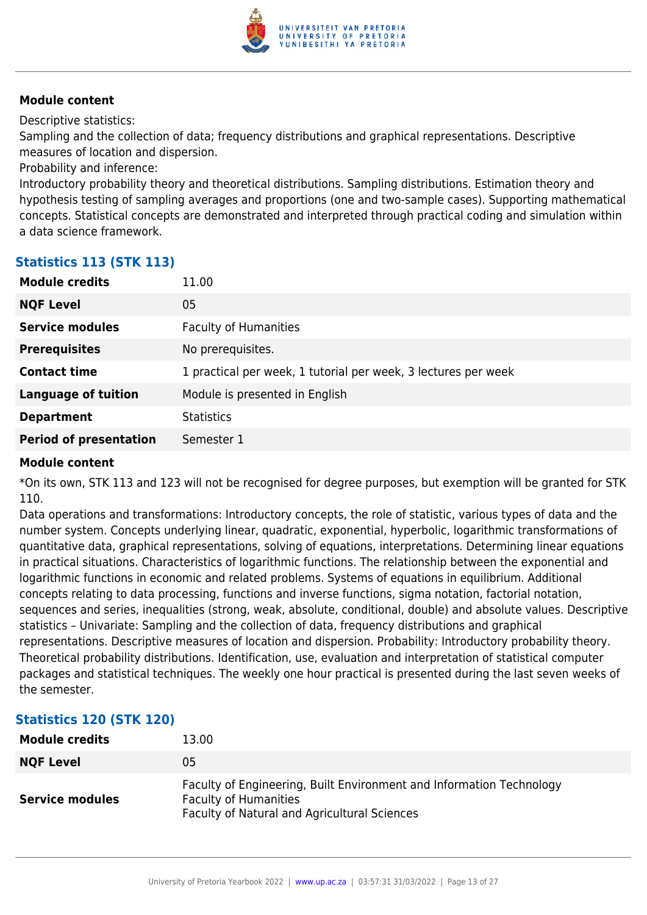**Module content**

Descriptive statistics:
Sampling and the collection of data; frequency distributions and graphical representations. Descriptive measures of location and dispersion.
Probability and inference:
Introductory probability theory and theoretical distributions. Sampling distributions. Estimation theory and hypothesis testing of sampling averages and proportions (one and two-sample cases). Supporting mathematical concepts. Statistical concepts are demonstrated and interpreted through practical coding and simulation within a data science framework.

### Statistics 113 (STK 113)

| | |
|---|---|
| **Module credits** | 11.00 |
| **NQF Level** | 05 |
| **Service modules** | Faculty of Humanities |
| **Prerequisites** | No prerequisites. |
| **Contact time** | 1 practical per week, 1 tutorial per week, 3 lectures per week |
| **Language of tuition** | Module is presented in English |
| **Department** | Statistics |
| **Period of presentation** | Semester 1 |

**Module content**

*On its own, STK 113 and 123 will not be recognised for degree purposes, but exemption will be granted for STK 110.
Data operations and transformations: Introductory concepts, the role of statistic, various types of data and the number system. Concepts underlying linear, quadratic, exponential, hyperbolic, logarithmic transformations of quantitative data, graphical representations, solving of equations, interpretations. Determining linear equations in practical situations. Characteristics of logarithmic functions. The relationship between the exponential and logarithmic functions in economic and related problems. Systems of equations in equilibrium. Additional concepts relating to data processing, functions and inverse functions, sigma notation, factorial notation, sequences and series, inequalities (strong, weak, absolute, conditional, double) and absolute values. Descriptive statistics – Univariate: Sampling and the collection of data, frequency distributions and graphical representations. Descriptive measures of location and dispersion. Probability: Introductory probability theory. Theoretical probability distributions. Identification, use, evaluation and interpretation of statistical computer packages and statistical techniques. The weekly one hour practical is presented during the last seven weeks of the semester.

### Statistics 120 (STK 120)

| | |
|---|---|
| **Module credits** | 13.00 |
| **NQF Level** | 05 |
| **Service modules** | Faculty of Engineering, Built Environment and Information Technology<br>Faculty of Humanities<br>Faculty of Natural and Agricultural Sciences |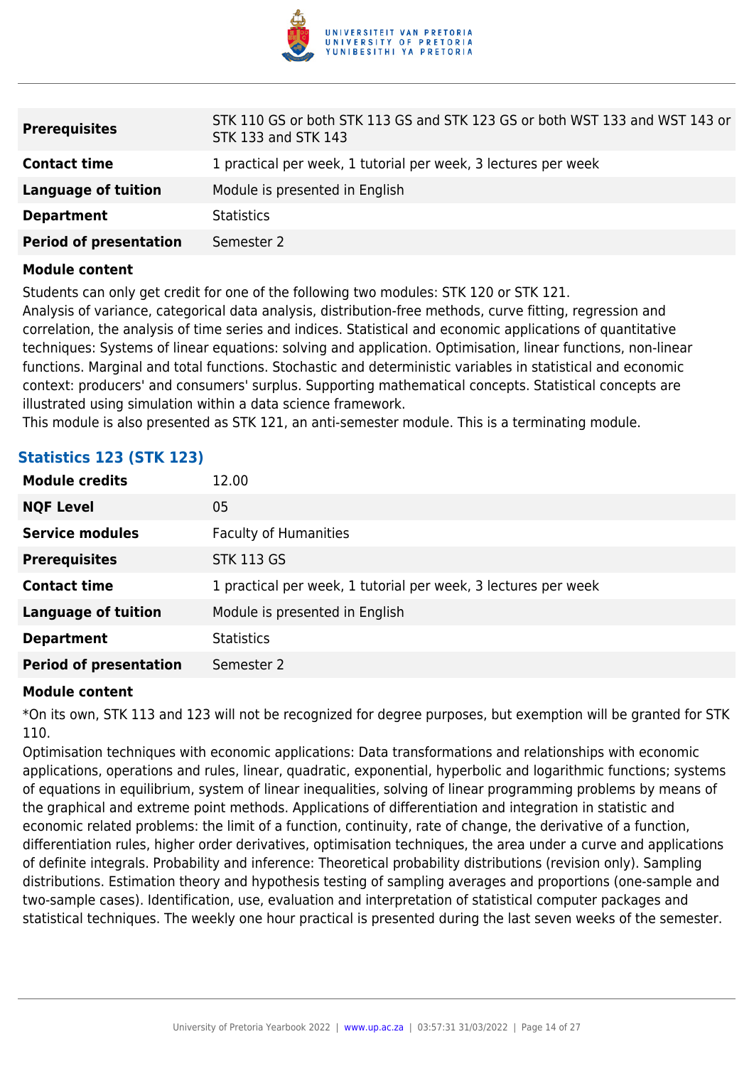| | |
|---|---|
| **Prerequisites** | STK 110 GS or both STK 113 GS and STK 123 GS or both WST 133 and WST 143 or STK 133 and STK 143 |
| **Contact time** | 1 practical per week, 1 tutorial per week, 3 lectures per week |
| **Language of tuition** | Module is presented in English |
| **Department** | Statistics |
| **Period of presentation** | Semester 2 |

**Module content**

Students can only get credit for one of the following two modules: STK 120 or STK 121.
Analysis of variance, categorical data analysis, distribution-free methods, curve fitting, regression and correlation, the analysis of time series and indices. Statistical and economic applications of quantitative techniques: Systems of linear equations: solving and application. Optimisation, linear functions, non-linear functions. Marginal and total functions. Stochastic and deterministic variables in statistical and economic context: producers' and consumers' surplus. Supporting mathematical concepts. Statistical concepts are illustrated using simulation within a data science framework.
This module is also presented as STK 121, an anti-semester module. This is a terminating module.

### Statistics 123 (STK 123)

| | |
|---|---|
| **Module credits** | 12.00 |
| **NQF Level** | 05 |
| **Service modules** | Faculty of Humanities |
| **Prerequisites** | STK 113 GS |
| **Contact time** | 1 practical per week, 1 tutorial per week, 3 lectures per week |
| **Language of tuition** | Module is presented in English |
| **Department** | Statistics |
| **Period of presentation** | Semester 2 |

**Module content**

*On its own, STK 113 and 123 will not be recognized for degree purposes, but exemption will be granted for STK 110.
Optimisation techniques with economic applications: Data transformations and relationships with economic applications, operations and rules, linear, quadratic, exponential, hyperbolic and logarithmic functions; systems of equations in equilibrium, system of linear inequalities, solving of linear programming problems by means of the graphical and extreme point methods. Applications of differentiation and integration in statistic and economic related problems: the limit of a function, continuity, rate of change, the derivative of a function, differentiation rules, higher order derivatives, optimisation techniques, the area under a curve and applications of definite integrals. Probability and inference: Theoretical probability distributions (revision only). Sampling distributions. Estimation theory and hypothesis testing of sampling averages and proportions (one-sample and two-sample cases). Identification, use, evaluation and interpretation of statistical computer packages and statistical techniques. The weekly one hour practical is presented during the last seven weeks of the semester.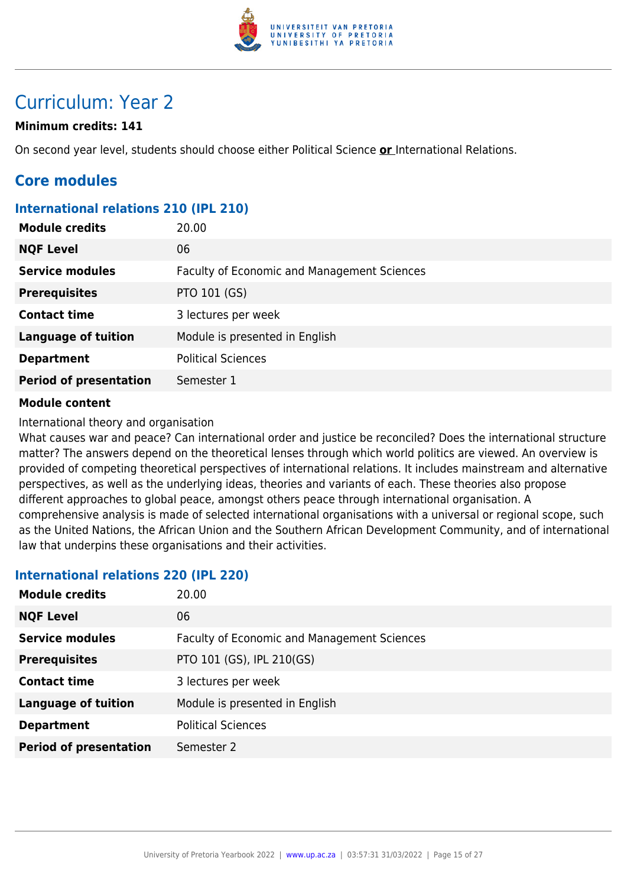# Curriculum: Year 2

**Minimum credits: 141**

On second year level, students should choose either Political Science **or** International Relations.

## Core modules

### International relations 210 (IPL 210)

| | |
|---|---|
| **Module credits** | 20.00 |
| **NQF Level** | 06 |
| **Service modules** | Faculty of Economic and Management Sciences |
| **Prerequisites** | PTO 101 (GS) |
| **Contact time** | 3 lectures per week |
| **Language of tuition** | Module is presented in English |
| **Department** | Political Sciences |
| **Period of presentation** | Semester 1 |

**Module content**

International theory and organisation
What causes war and peace? Can international order and justice be reconciled? Does the international structure matter? The answers depend on the theoretical lenses through which world politics are viewed. An overview is provided of competing theoretical perspectives of international relations. It includes mainstream and alternative perspectives, as well as the underlying ideas, theories and variants of each. These theories also propose different approaches to global peace, amongst others peace through international organisation. A comprehensive analysis is made of selected international organisations with a universal or regional scope, such as the United Nations, the African Union and the Southern African Development Community, and of international law that underpins these organisations and their activities.

### International relations 220 (IPL 220)

| | |
|---|---|
| **Module credits** | 20.00 |
| **NQF Level** | 06 |
| **Service modules** | Faculty of Economic and Management Sciences |
| **Prerequisites** | PTO 101 (GS), IPL 210(GS) |
| **Contact time** | 3 lectures per week |
| **Language of tuition** | Module is presented in English |
| **Department** | Political Sciences |
| **Period of presentation** | Semester 2 |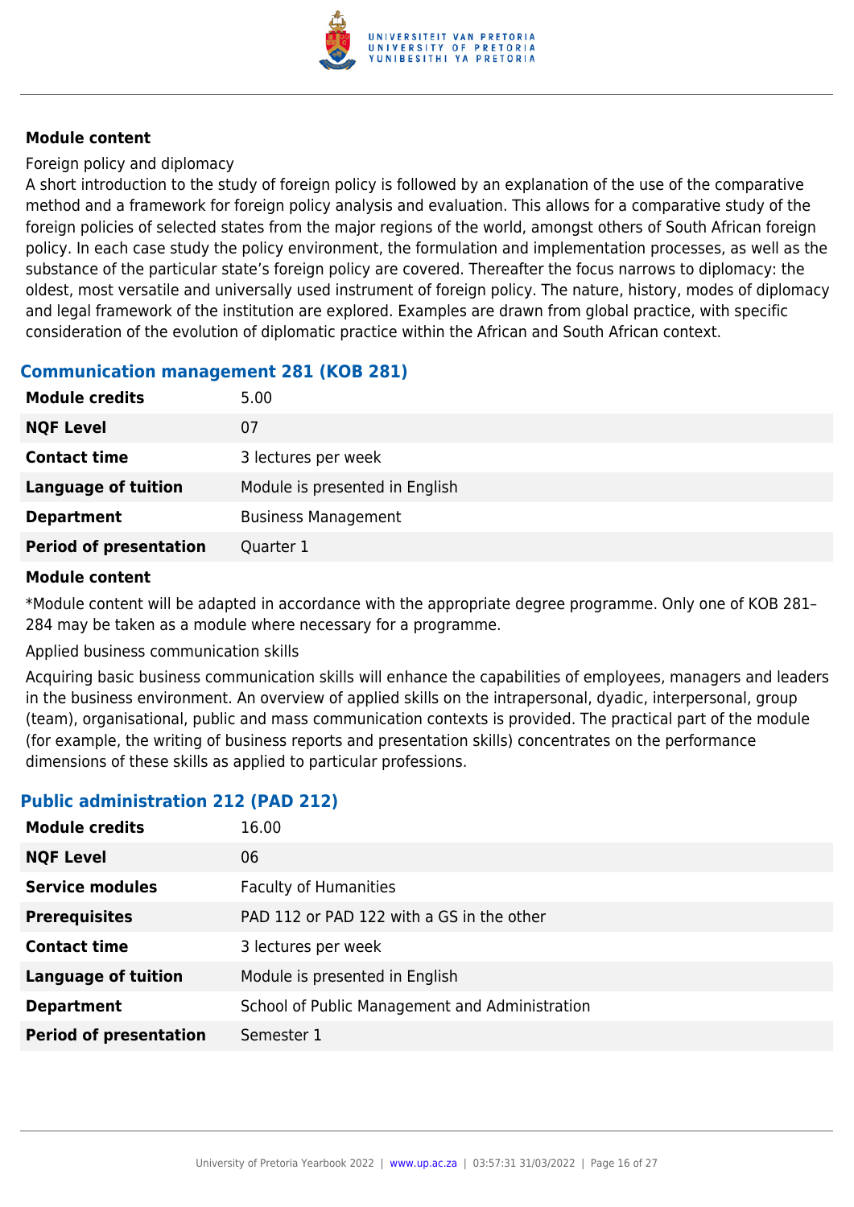**Module content**

Foreign policy and diplomacy

A short introduction to the study of foreign policy is followed by an explanation of the use of the comparative method and a framework for foreign policy analysis and evaluation. This allows for a comparative study of the foreign policies of selected states from the major regions of the world, amongst others of South African foreign policy. In each case study the policy environment, the formulation and implementation processes, as well as the substance of the particular state's foreign policy are covered. Thereafter the focus narrows to diplomacy: the oldest, most versatile and universally used instrument of foreign policy. The nature, history, modes of diplomacy and legal framework of the institution are explored. Examples are drawn from global practice, with specific consideration of the evolution of diplomatic practice within the African and South African context.

### Communication management 281 (KOB 281)

| | |
|---|---|
| **Module credits** | 5.00 |
| **NQF Level** | 07 |
| **Contact time** | 3 lectures per week |
| **Language of tuition** | Module is presented in English |
| **Department** | Business Management |
| **Period of presentation** | Quarter 1 |

**Module content**

*Module content will be adapted in accordance with the appropriate degree programme. Only one of KOB 281–284 may be taken as a module where necessary for a programme.

Applied business communication skills

Acquiring basic business communication skills will enhance the capabilities of employees, managers and leaders in the business environment. An overview of applied skills on the intrapersonal, dyadic, interpersonal, group (team), organisational, public and mass communication contexts is provided. The practical part of the module (for example, the writing of business reports and presentation skills) concentrates on the performance dimensions of these skills as applied to particular professions.

### Public administration 212 (PAD 212)

| | |
|---|---|
| **Module credits** | 16.00 |
| **NQF Level** | 06 |
| **Service modules** | Faculty of Humanities |
| **Prerequisites** | PAD 112 or PAD 122 with a GS in the other |
| **Contact time** | 3 lectures per week |
| **Language of tuition** | Module is presented in English |
| **Department** | School of Public Management and Administration |
| **Period of presentation** | Semester 1 |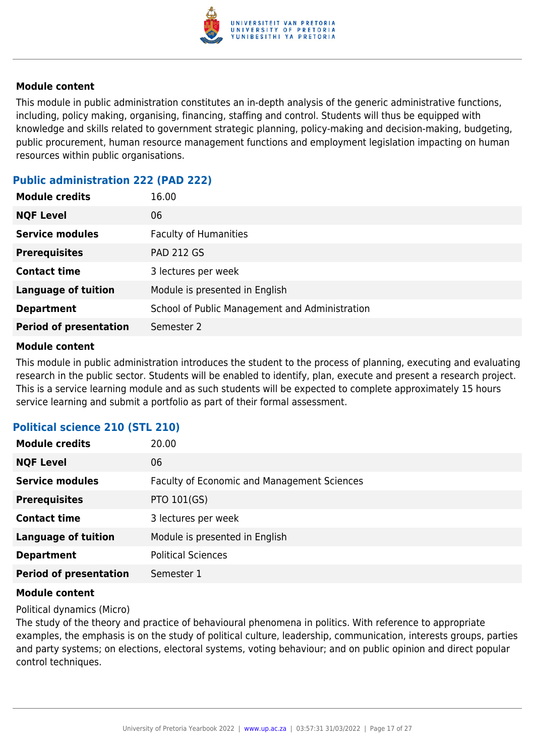#### Module content

This module in public administration constitutes an in-depth analysis of the generic administrative functions, including, policy making, organising, financing, staffing and control. Students will thus be equipped with knowledge and skills related to government strategic planning, policy-making and decision-making, budgeting, public procurement, human resource management functions and employment legislation impacting on human resources within public organisations.

### Public administration 222 (PAD 222)

| | |
|---|---|
| **Module credits** | 16.00 |
| **NQF Level** | 06 |
| **Service modules** | Faculty of Humanities |
| **Prerequisites** | PAD 212 GS |
| **Contact time** | 3 lectures per week |
| **Language of tuition** | Module is presented in English |
| **Department** | School of Public Management and Administration |
| **Period of presentation** | Semester 2 |

#### Module content

This module in public administration introduces the student to the process of planning, executing and evaluating research in the public sector. Students will be enabled to identify, plan, execute and present a research project. This is a service learning module and as such students will be expected to complete approximately 15 hours service learning and submit a portfolio as part of their formal assessment.

### Political science 210 (STL 210)

| | |
|---|---|
| **Module credits** | 20.00 |
| **NQF Level** | 06 |
| **Service modules** | Faculty of Economic and Management Sciences |
| **Prerequisites** | PTO 101(GS) |
| **Contact time** | 3 lectures per week |
| **Language of tuition** | Module is presented in English |
| **Department** | Political Sciences |
| **Period of presentation** | Semester 1 |

#### Module content

Political dynamics (Micro)

The study of the theory and practice of behavioural phenomena in politics. With reference to appropriate examples, the emphasis is on the study of political culture, leadership, communication, interests groups, parties and party systems; on elections, electoral systems, voting behaviour; and on public opinion and direct popular control techniques.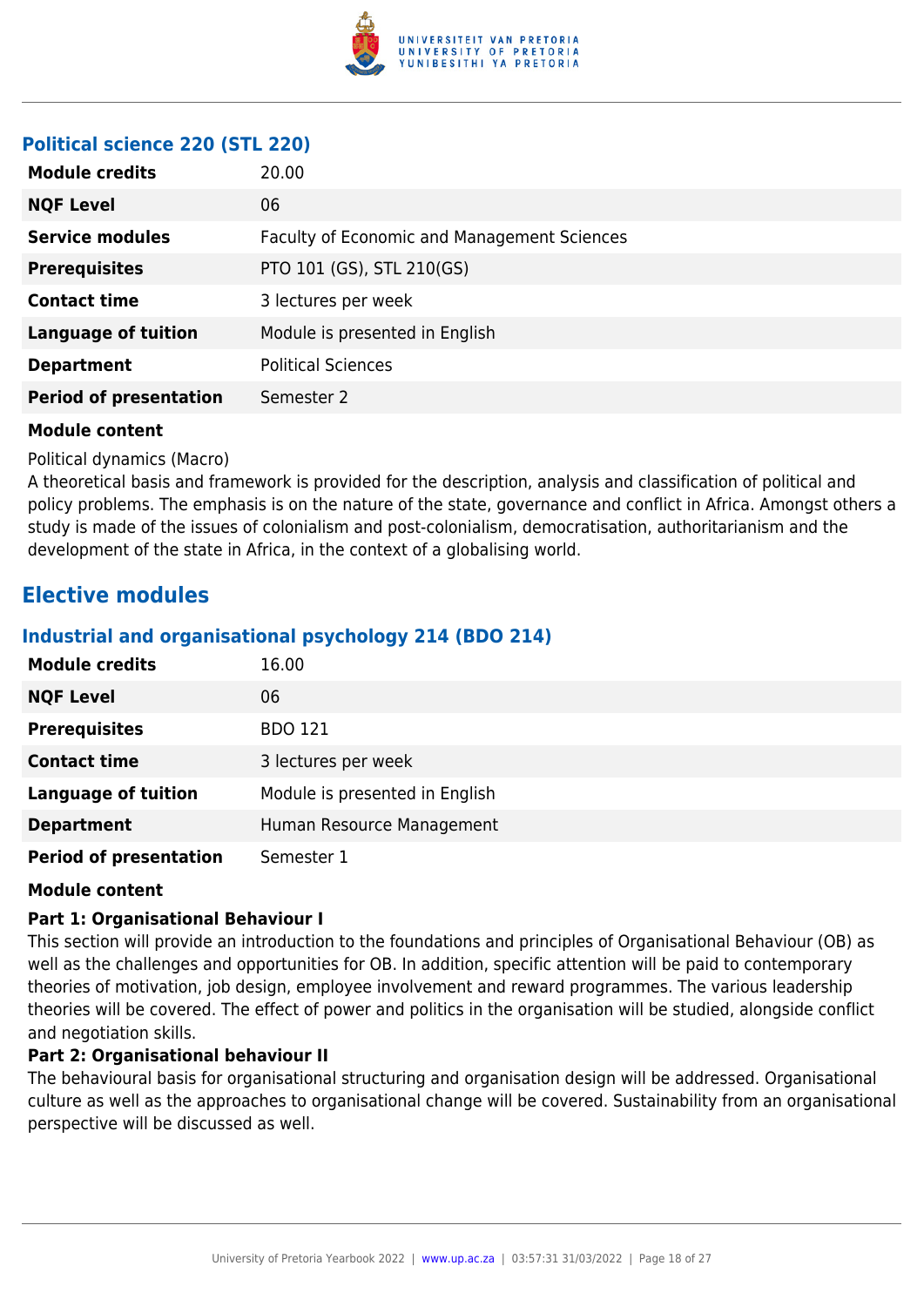### Political science 220 (STL 220)

| | |
|---|---|
| **Module credits** | 20.00 |
| **NQF Level** | 06 |
| **Service modules** | Faculty of Economic and Management Sciences |
| **Prerequisites** | PTO 101 (GS), STL 210(GS) |
| **Contact time** | 3 lectures per week |
| **Language of tuition** | Module is presented in English |
| **Department** | Political Sciences |
| **Period of presentation** | Semester 2 |

**Module content**

Political dynamics (Macro)
A theoretical basis and framework is provided for the description, analysis and classification of political and policy problems. The emphasis is on the nature of the state, governance and conflict in Africa. Amongst others a study is made of the issues of colonialism and post-colonialism, democratisation, authoritarianism and the development of the state in Africa, in the context of a globalising world.

## Elective modules

### Industrial and organisational psychology 214 (BDO 214)

| | |
|---|---|
| **Module credits** | 16.00 |
| **NQF Level** | 06 |
| **Prerequisites** | BDO 121 |
| **Contact time** | 3 lectures per week |
| **Language of tuition** | Module is presented in English |
| **Department** | Human Resource Management |
| **Period of presentation** | Semester 1 |

**Module content**

**Part 1: Organisational Behaviour I**
This section will provide an introduction to the foundations and principles of Organisational Behaviour (OB) as well as the challenges and opportunities for OB. In addition, specific attention will be paid to contemporary theories of motivation, job design, employee involvement and reward programmes. The various leadership theories will be covered. The effect of power and politics in the organisation will be studied, alongside conflict and negotiation skills.
**Part 2: Organisational behaviour II**
The behavioural basis for organisational structuring and organisation design will be addressed. Organisational culture as well as the approaches to organisational change will be covered. Sustainability from an organisational perspective will be discussed as well.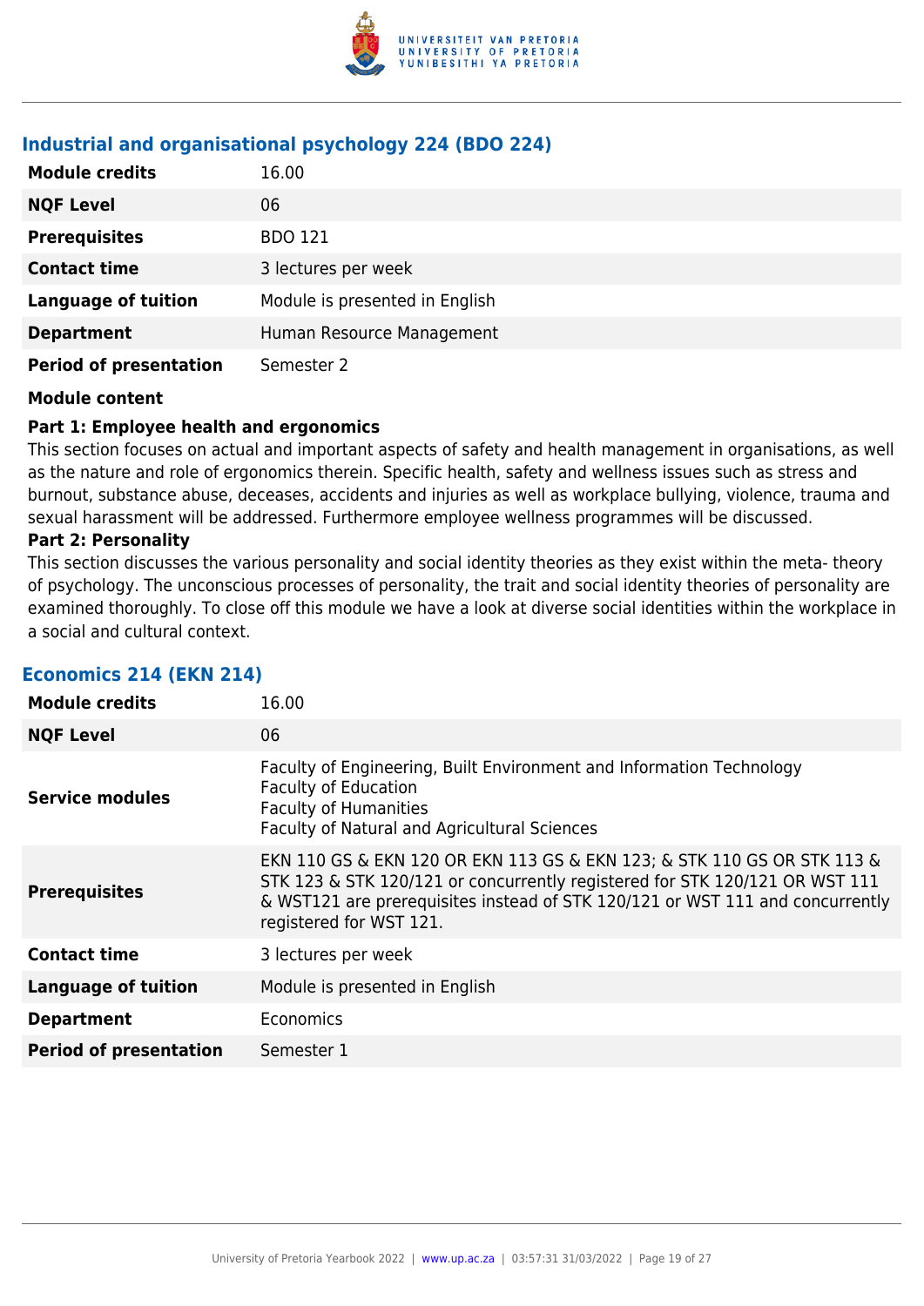### Industrial and organisational psychology 224 (BDO 224)

| | |
|---|---|
| **Module credits** | 16.00 |
| **NQF Level** | 06 |
| **Prerequisites** | BDO 121 |
| **Contact time** | 3 lectures per week |
| **Language of tuition** | Module is presented in English |
| **Department** | Human Resource Management |
| **Period of presentation** | Semester 2 |

**Module content**

**Part 1: Employee health and ergonomics**

This section focuses on actual and important aspects of safety and health management in organisations, as well as the nature and role of ergonomics therein. Specific health, safety and wellness issues such as stress and burnout, substance abuse, deceases, accidents and injuries as well as workplace bullying, violence, trauma and sexual harassment will be addressed. Furthermore employee wellness programmes will be discussed.

**Part 2: Personality**

This section discusses the various personality and social identity theories as they exist within the meta- theory of psychology. The unconscious processes of personality, the trait and social identity theories of personality are examined thoroughly. To close off this module we have a look at diverse social identities within the workplace in a social and cultural context.

### Economics 214 (EKN 214)

| | |
|---|---|
| **Module credits** | 16.00 |
| **NQF Level** | 06 |
| **Service modules** | Faculty of Engineering, Built Environment and Information Technology<br>Faculty of Education<br>Faculty of Humanities<br>Faculty of Natural and Agricultural Sciences |
| **Prerequisites** | EKN 110 GS & EKN 120 OR EKN 113 GS & EKN 123; & STK 110 GS OR STK 113 & STK 123 & STK 120/121 or concurrently registered for STK 120/121 OR WST 111 & WST121 are prerequisites instead of STK 120/121 or WST 111 and concurrently registered for WST 121. |
| **Contact time** | 3 lectures per week |
| **Language of tuition** | Module is presented in English |
| **Department** | Economics |
| **Period of presentation** | Semester 1 |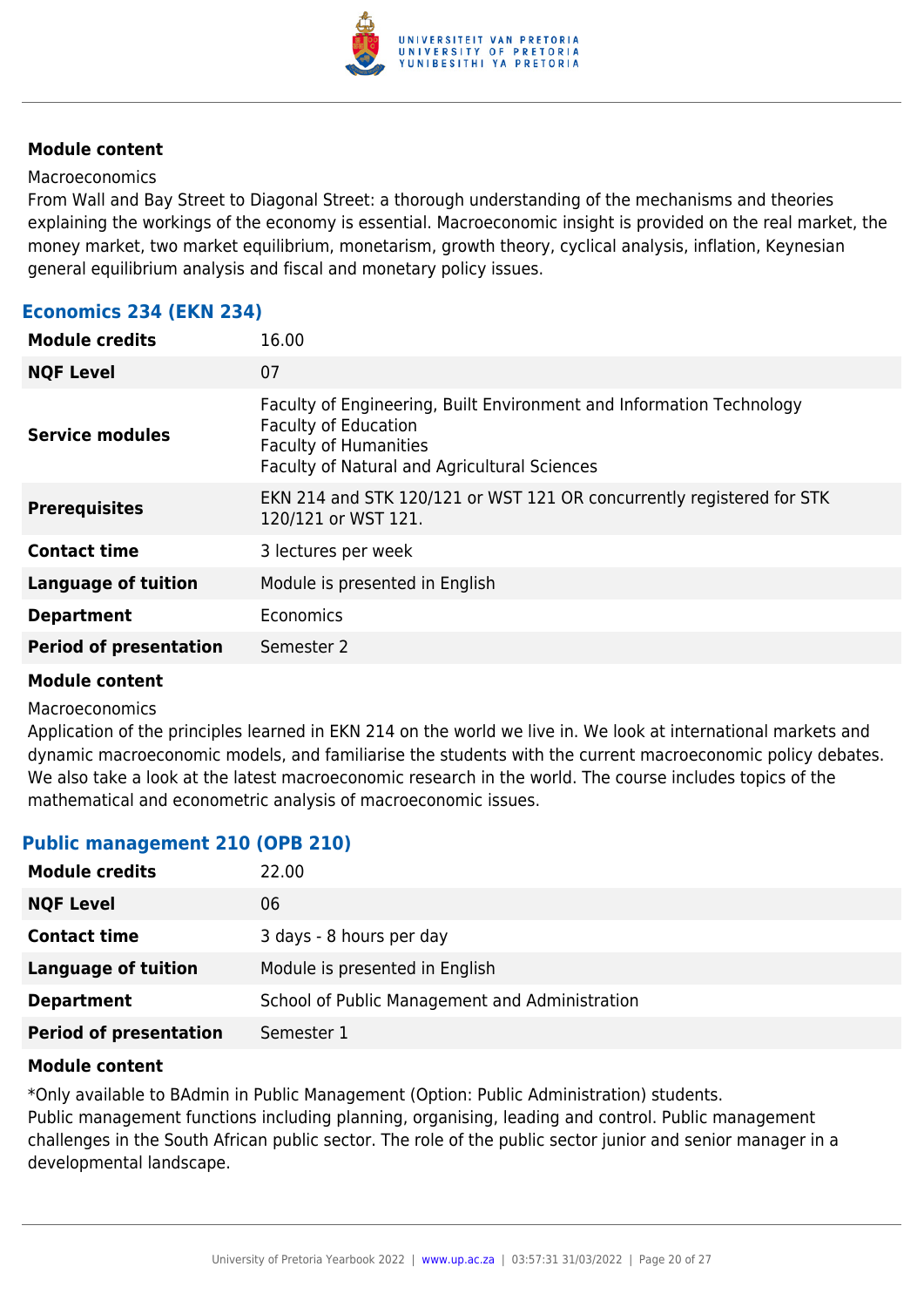**Module content**

Macroeconomics

From Wall and Bay Street to Diagonal Street: a thorough understanding of the mechanisms and theories explaining the workings of the economy is essential. Macroeconomic insight is provided on the real market, the money market, two market equilibrium, monetarism, growth theory, cyclical analysis, inflation, Keynesian general equilibrium analysis and fiscal and monetary policy issues.

### Economics 234 (EKN 234)

| | |
|---|---|
| **Module credits** | 16.00 |
| **NQF Level** | 07 |
| **Service modules** | Faculty of Engineering, Built Environment and Information Technology<br>Faculty of Education<br>Faculty of Humanities<br>Faculty of Natural and Agricultural Sciences |
| **Prerequisites** | EKN 214 and STK 120/121 or WST 121 OR concurrently registered for STK 120/121 or WST 121. |
| **Contact time** | 3 lectures per week |
| **Language of tuition** | Module is presented in English |
| **Department** | Economics |
| **Period of presentation** | Semester 2 |

**Module content**

Macroeconomics

Application of the principles learned in EKN 214 on the world we live in. We look at international markets and dynamic macroeconomic models, and familiarise the students with the current macroeconomic policy debates. We also take a look at the latest macroeconomic research in the world. The course includes topics of the mathematical and econometric analysis of macroeconomic issues.

### Public management 210 (OPB 210)

| | |
|---|---|
| **Module credits** | 22.00 |
| **NQF Level** | 06 |
| **Contact time** | 3 days - 8 hours per day |
| **Language of tuition** | Module is presented in English |
| **Department** | School of Public Management and Administration |
| **Period of presentation** | Semester 1 |

**Module content**

*Only available to BAdmin in Public Management (Option: Public Administration) students.

Public management functions including planning, organising, leading and control. Public management challenges in the South African public sector. The role of the public sector junior and senior manager in a developmental landscape.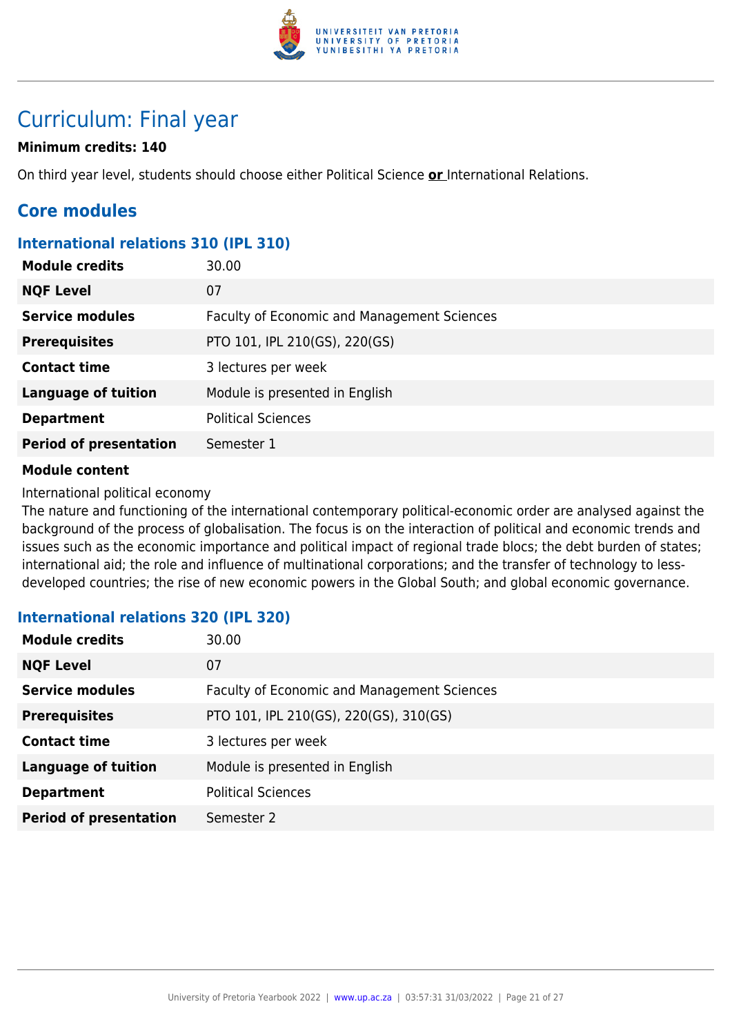# Curriculum: Final year

**Minimum credits: 140**

On third year level, students should choose either Political Science **or** International Relations.

## Core modules

### International relations 310 (IPL 310)

| | |
|---|---|
| **Module credits** | 30.00 |
| **NQF Level** | 07 |
| **Service modules** | Faculty of Economic and Management Sciences |
| **Prerequisites** | PTO 101, IPL 210(GS), 220(GS) |
| **Contact time** | 3 lectures per week |
| **Language of tuition** | Module is presented in English |
| **Department** | Political Sciences |
| **Period of presentation** | Semester 1 |

**Module content**

International political economy
The nature and functioning of the international contemporary political-economic order are analysed against the background of the process of globalisation. The focus is on the interaction of political and economic trends and issues such as the economic importance and political impact of regional trade blocs; the debt burden of states; international aid; the role and influence of multinational corporations; and the transfer of technology to less-developed countries; the rise of new economic powers in the Global South; and global economic governance.

### International relations 320 (IPL 320)

| | |
|---|---|
| **Module credits** | 30.00 |
| **NQF Level** | 07 |
| **Service modules** | Faculty of Economic and Management Sciences |
| **Prerequisites** | PTO 101, IPL 210(GS), 220(GS), 310(GS) |
| **Contact time** | 3 lectures per week |
| **Language of tuition** | Module is presented in English |
| **Department** | Political Sciences |
| **Period of presentation** | Semester 2 |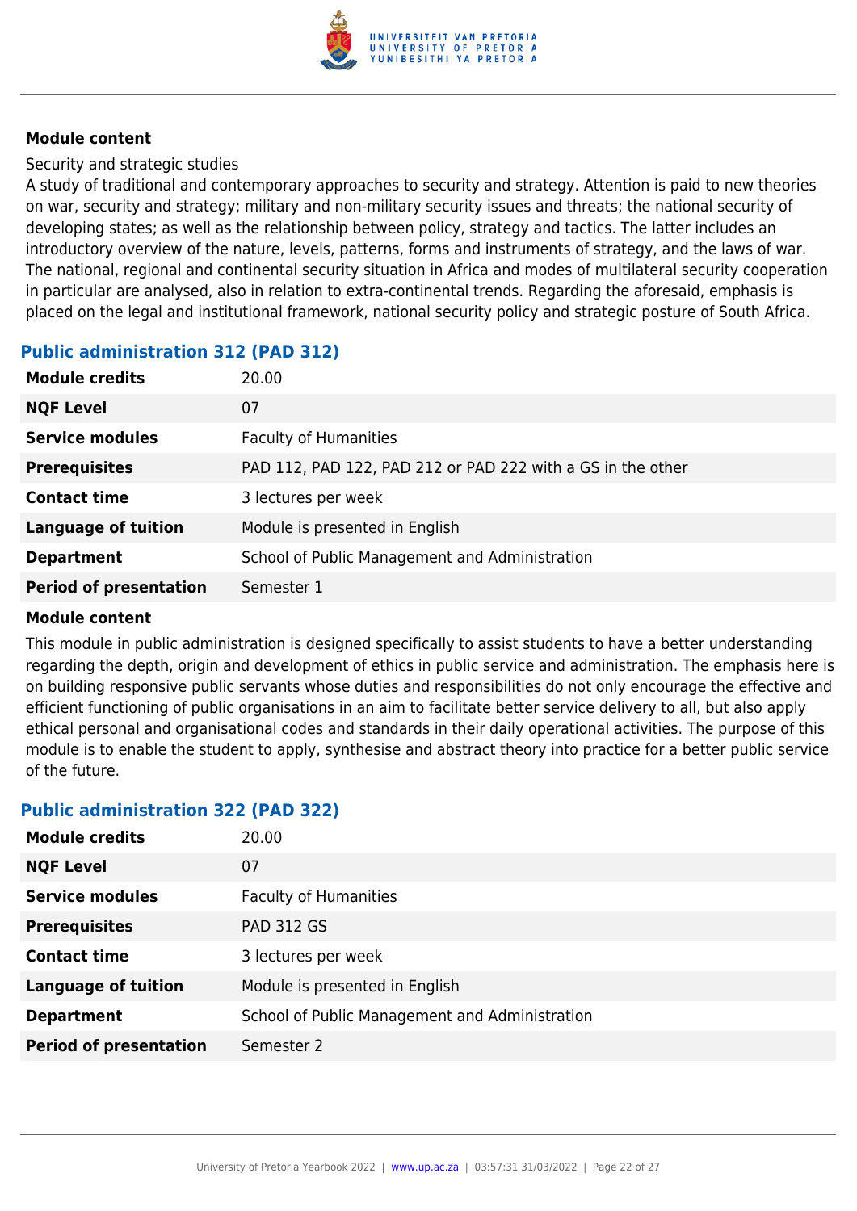#### Module content

Security and strategic studies

A study of traditional and contemporary approaches to security and strategy. Attention is paid to new theories on war, security and strategy; military and non-military security issues and threats; the national security of developing states; as well as the relationship between policy, strategy and tactics. The latter includes an introductory overview of the nature, levels, patterns, forms and instruments of strategy, and the laws of war. The national, regional and continental security situation in Africa and modes of multilateral security cooperation in particular are analysed, also in relation to extra-continental trends. Regarding the aforesaid, emphasis is placed on the legal and institutional framework, national security policy and strategic posture of South Africa.

### Public administration 312 (PAD 312)

| | |
|---|---|
| **Module credits** | 20.00 |
| **NQF Level** | 07 |
| **Service modules** | Faculty of Humanities |
| **Prerequisites** | PAD 112, PAD 122, PAD 212 or PAD 222 with a GS in the other |
| **Contact time** | 3 lectures per week |
| **Language of tuition** | Module is presented in English |
| **Department** | School of Public Management and Administration |
| **Period of presentation** | Semester 1 |

#### Module content

This module in public administration is designed specifically to assist students to have a better understanding regarding the depth, origin and development of ethics in public service and administration. The emphasis here is on building responsive public servants whose duties and responsibilities do not only encourage the effective and efficient functioning of public organisations in an aim to facilitate better service delivery to all, but also apply ethical personal and organisational codes and standards in their daily operational activities. The purpose of this module is to enable the student to apply, synthesise and abstract theory into practice for a better public service of the future.

### Public administration 322 (PAD 322)

| | |
|---|---|
| **Module credits** | 20.00 |
| **NQF Level** | 07 |
| **Service modules** | Faculty of Humanities |
| **Prerequisites** | PAD 312 GS |
| **Contact time** | 3 lectures per week |
| **Language of tuition** | Module is presented in English |
| **Department** | School of Public Management and Administration |
| **Period of presentation** | Semester 2 |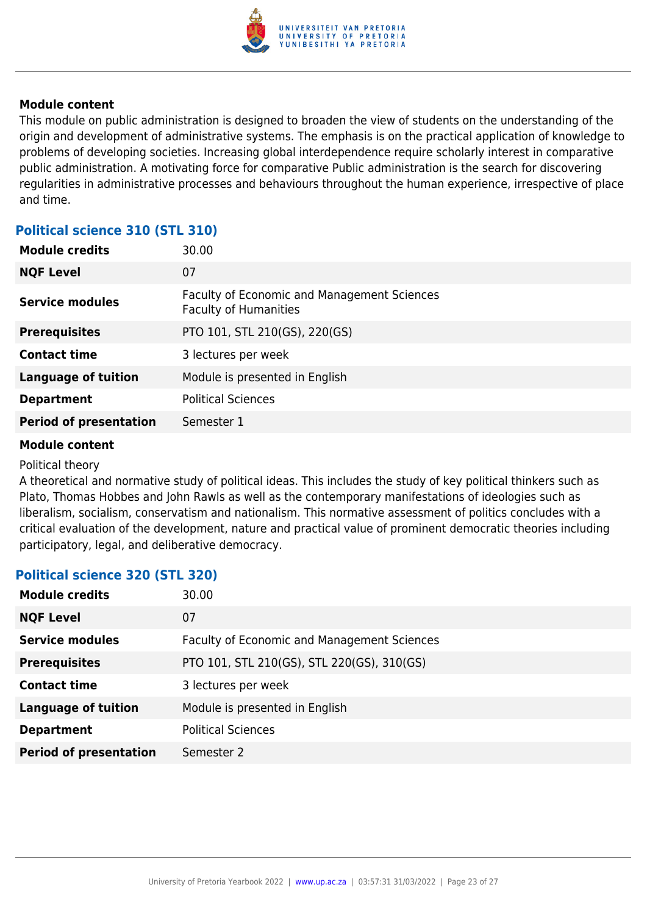#### Module content

This module on public administration is designed to broaden the view of students on the understanding of the origin and development of administrative systems. The emphasis is on the practical application of knowledge to problems of developing societies. Increasing global interdependence require scholarly interest in comparative public administration. A motivating force for comparative Public administration is the search for discovering regularities in administrative processes and behaviours throughout the human experience, irrespective of place and time.

### Political science 310 (STL 310)

| | |
|---|---|
| **Module credits** | 30.00 |
| **NQF Level** | 07 |
| **Service modules** | Faculty of Economic and Management Sciences<br>Faculty of Humanities |
| **Prerequisites** | PTO 101, STL 210(GS), 220(GS) |
| **Contact time** | 3 lectures per week |
| **Language of tuition** | Module is presented in English |
| **Department** | Political Sciences |
| **Period of presentation** | Semester 1 |

#### Module content

Political theory

A theoretical and normative study of political ideas. This includes the study of key political thinkers such as Plato, Thomas Hobbes and John Rawls as well as the contemporary manifestations of ideologies such as liberalism, socialism, conservatism and nationalism. This normative assessment of politics concludes with a critical evaluation of the development, nature and practical value of prominent democratic theories including participatory, legal, and deliberative democracy.

### Political science 320 (STL 320)

| | |
|---|---|
| **Module credits** | 30.00 |
| **NQF Level** | 07 |
| **Service modules** | Faculty of Economic and Management Sciences |
| **Prerequisites** | PTO 101, STL 210(GS), STL 220(GS), 310(GS) |
| **Contact time** | 3 lectures per week |
| **Language of tuition** | Module is presented in English |
| **Department** | Political Sciences |
| **Period of presentation** | Semester 2 |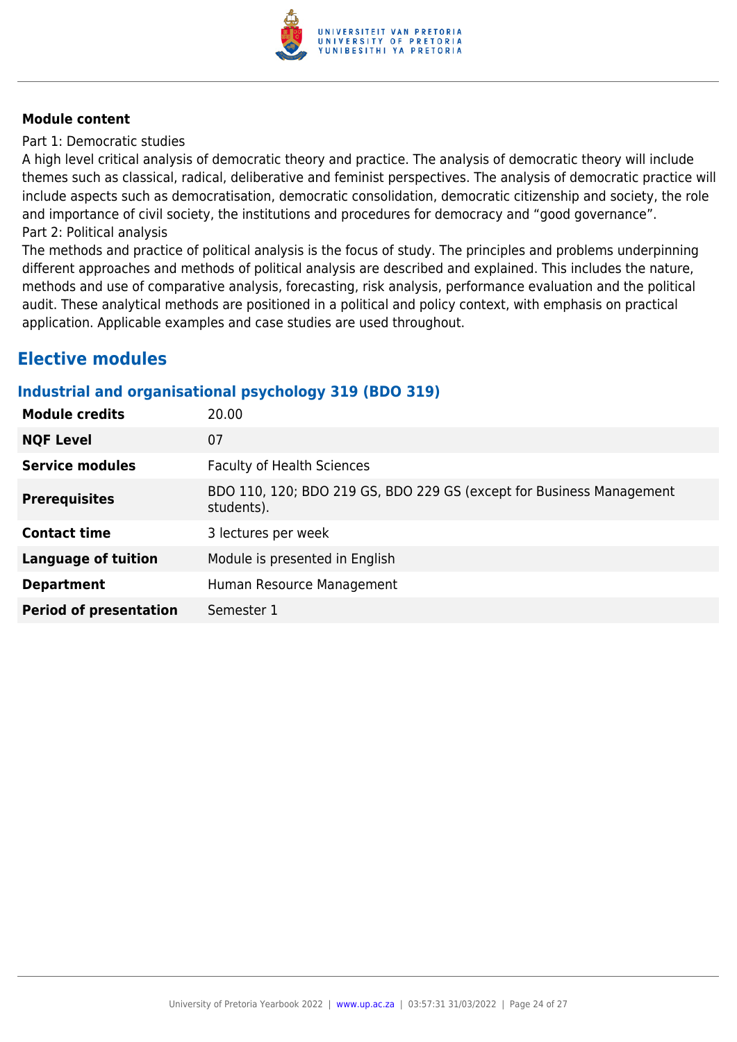**Module content**

Part 1: Democratic studies
A high level critical analysis of democratic theory and practice. The analysis of democratic theory will include themes such as classical, radical, deliberative and feminist perspectives. The analysis of democratic practice will include aspects such as democratisation, democratic consolidation, democratic citizenship and society, the role and importance of civil society, the institutions and procedures for democracy and "good governance".
Part 2: Political analysis
The methods and practice of political analysis is the focus of study. The principles and problems underpinning different approaches and methods of political analysis are described and explained. This includes the nature, methods and use of comparative analysis, forecasting, risk analysis, performance evaluation and the political audit. These analytical methods are positioned in a political and policy context, with emphasis on practical application. Applicable examples and case studies are used throughout.

## Elective modules

### Industrial and organisational psychology 319 (BDO 319)

| | |
|---|---|
| **Module credits** | 20.00 |
| **NQF Level** | 07 |
| **Service modules** | Faculty of Health Sciences |
| **Prerequisites** | BDO 110, 120; BDO 219 GS, BDO 229 GS (except for Business Management students). |
| **Contact time** | 3 lectures per week |
| **Language of tuition** | Module is presented in English |
| **Department** | Human Resource Management |
| **Period of presentation** | Semester 1 |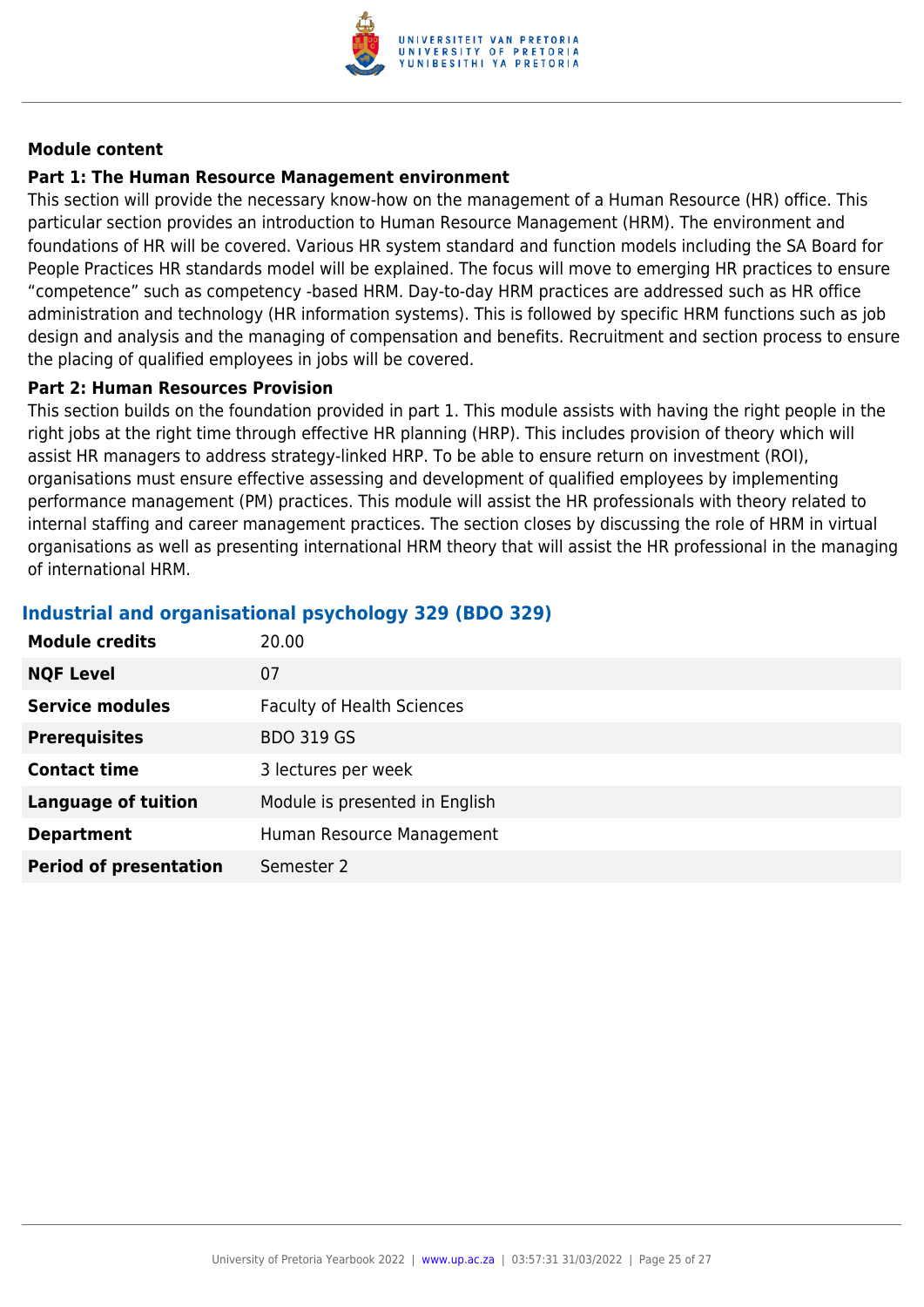**Module content**

**Part 1: The Human Resource Management environment**

This section will provide the necessary know-how on the management of a Human Resource (HR) office. This particular section provides an introduction to Human Resource Management (HRM). The environment and foundations of HR will be covered. Various HR system standard and function models including the SA Board for People Practices HR standards model will be explained. The focus will move to emerging HR practices to ensure "competence" such as competency -based HRM. Day-to-day HRM practices are addressed such as HR office administration and technology (HR information systems). This is followed by specific HRM functions such as job design and analysis and the managing of compensation and benefits. Recruitment and section process to ensure the placing of qualified employees in jobs will be covered.

**Part 2: Human Resources Provision**

This section builds on the foundation provided in part 1. This module assists with having the right people in the right jobs at the right time through effective HR planning (HRP). This includes provision of theory which will assist HR managers to address strategy-linked HRP. To be able to ensure return on investment (ROI), organisations must ensure effective assessing and development of qualified employees by implementing performance management (PM) practices. This module will assist the HR professionals with theory related to internal staffing and career management practices. The section closes by discussing the role of HRM in virtual organisations as well as presenting international HRM theory that will assist the HR professional in the managing of international HRM.

## Industrial and organisational psychology 329 (BDO 329)

| | |
|---|---|
| **Module credits** | 20.00 |
| **NQF Level** | 07 |
| **Service modules** | Faculty of Health Sciences |
| **Prerequisites** | BDO 319 GS |
| **Contact time** | 3 lectures per week |
| **Language of tuition** | Module is presented in English |
| **Department** | Human Resource Management |
| **Period of presentation** | Semester 2 |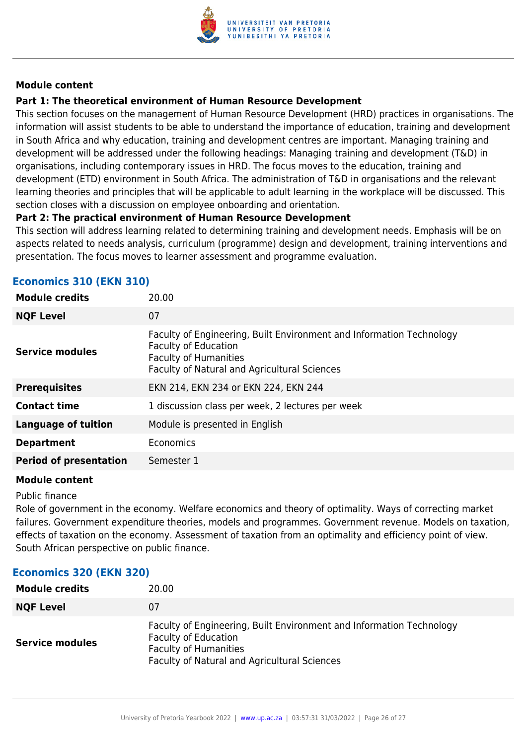**Module content**

**Part 1: The theoretical environment of Human Resource Development**

This section focuses on the management of Human Resource Development (HRD) practices in organisations. The information will assist students to be able to understand the importance of education, training and development in South Africa and why education, training and development centres are important. Managing training and development will be addressed under the following headings: Managing training and development (T&D) in organisations, including contemporary issues in HRD. The focus moves to the education, training and development (ETD) environment in South Africa. The administration of T&D in organisations and the relevant learning theories and principles that will be applicable to adult learning in the workplace will be discussed. This section closes with a discussion on employee onboarding and orientation.

**Part 2: The practical environment of Human Resource Development**

This section will address learning related to determining training and development needs. Emphasis will be on aspects related to needs analysis, curriculum (programme) design and development, training interventions and presentation. The focus moves to learner assessment and programme evaluation.

### Economics 310 (EKN 310)

| | |
|---|---|
| **Module credits** | 20.00 |
| **NQF Level** | 07 |
| **Service modules** | Faculty of Engineering, Built Environment and Information Technology<br>Faculty of Education<br>Faculty of Humanities<br>Faculty of Natural and Agricultural Sciences |
| **Prerequisites** | EKN 214, EKN 234 or EKN 224, EKN 244 |
| **Contact time** | 1 discussion class per week, 2 lectures per week |
| **Language of tuition** | Module is presented in English |
| **Department** | Economics |
| **Period of presentation** | Semester 1 |

**Module content**

Public finance

Role of government in the economy. Welfare economics and theory of optimality. Ways of correcting market failures. Government expenditure theories, models and programmes. Government revenue. Models on taxation, effects of taxation on the economy. Assessment of taxation from an optimality and efficiency point of view. South African perspective on public finance.

### Economics 320 (EKN 320)

| | |
|---|---|
| **Module credits** | 20.00 |
| **NQF Level** | 07 |
| **Service modules** | Faculty of Engineering, Built Environment and Information Technology<br>Faculty of Education<br>Faculty of Humanities<br>Faculty of Natural and Agricultural Sciences |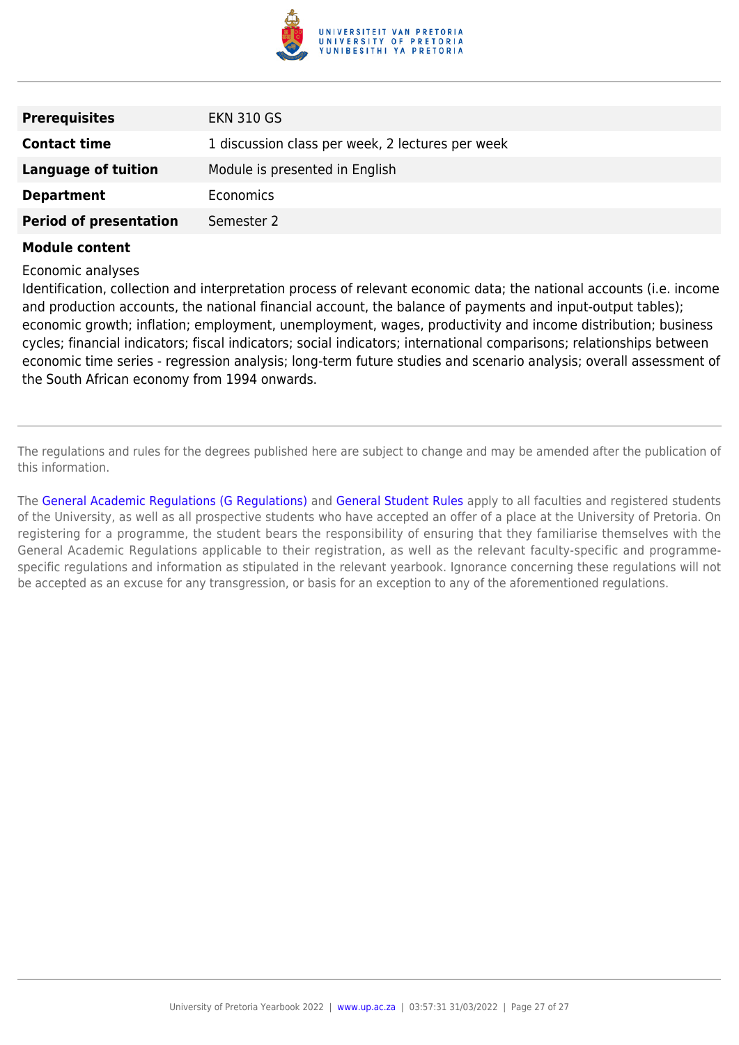| | |
|---|---|
| **Prerequisites** | EKN 310 GS |
| **Contact time** | 1 discussion class per week, 2 lectures per week |
| **Language of tuition** | Module is presented in English |
| **Department** | Economics |
| **Period of presentation** | Semester 2 |

**Module content**

Economic analyses

Identification, collection and interpretation process of relevant economic data; the national accounts (i.e. income and production accounts, the national financial account, the balance of payments and input-output tables); economic growth; inflation; employment, unemployment, wages, productivity and income distribution; business cycles; financial indicators; fiscal indicators; social indicators; international comparisons; relationships between economic time series - regression analysis; long-term future studies and scenario analysis; overall assessment of the South African economy from 1994 onwards.

---

The regulations and rules for the degrees published here are subject to change and may be amended after the publication of this information.

The General Academic Regulations (G Regulations) and General Student Rules apply to all faculties and registered students of the University, as well as all prospective students who have accepted an offer of a place at the University of Pretoria. On registering for a programme, the student bears the responsibility of ensuring that they familiarise themselves with the General Academic Regulations applicable to their registration, as well as the relevant faculty-specific and programme-specific regulations and information as stipulated in the relevant yearbook. Ignorance concerning these regulations will not be accepted as an excuse for any transgression, or basis for an exception to any of the aforementioned regulations.